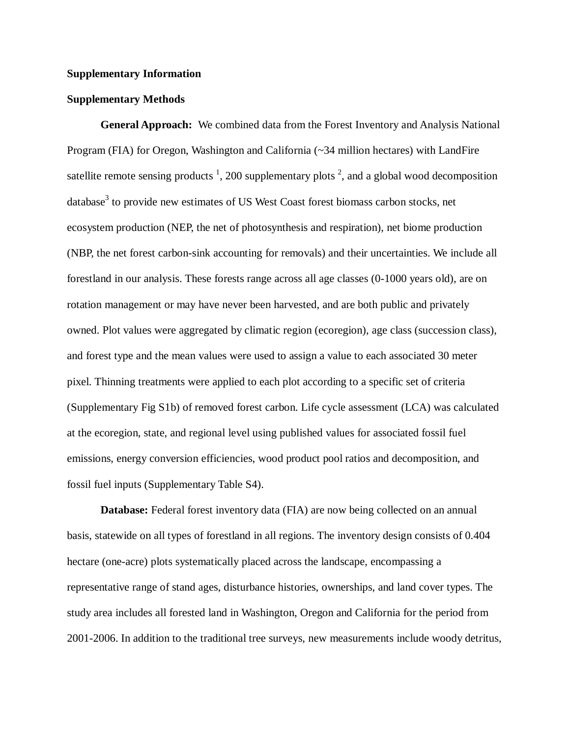**Supplementary Information**

**Supplementary Methods**

**General Approach:** We combined data from the Forest Inventory and Analysis National Program (FIA) for Oregon, Washington and California (~34 million hectares) with LandFire satellite remote sensing products [1], 200 supplementary plots [2], and a global wood decomposition database[3] to provide new estimates of US West Coast forest biomass carbon stocks, net ecosystem production (NEP, the net of photosynthesis and respiration), net biome production (NBP, the net forest carbon-sink accounting for removals) and their uncertainties. We include all forestland in our analysis. These forests range across all age classes (0-1000 years old), are on rotation management or may have never been harvested, and are both public and privately owned. Plot values were aggregated by climatic region (ecoregion), age class (succession class), and forest type and the mean values were used to assign a value to each associated 30 meter pixel. Thinning treatments were applied to each plot according to a specific set of criteria (Supplementary Fig S1b) of removed forest carbon. Life cycle assessment (LCA) was calculated at the ecoregion, state, and regional level using published values for associated fossil fuel emissions, energy conversion efficiencies, wood product pool ratios and decomposition, and fossil fuel inputs (Supplementary Table S4).

**Database:** Federal forest inventory data (FIA) are now being collected on an annual basis, statewide on all types of forestland in all regions. The inventory design consists of 0.404 hectare (one-acre) plots systematically placed across the landscape, encompassing a representative range of stand ages, disturbance histories, ownerships, and land cover types. The study area includes all forested land in Washington, Oregon and California for the period from 2001-2006. In addition to the traditional tree surveys, new measurements include woody detritus,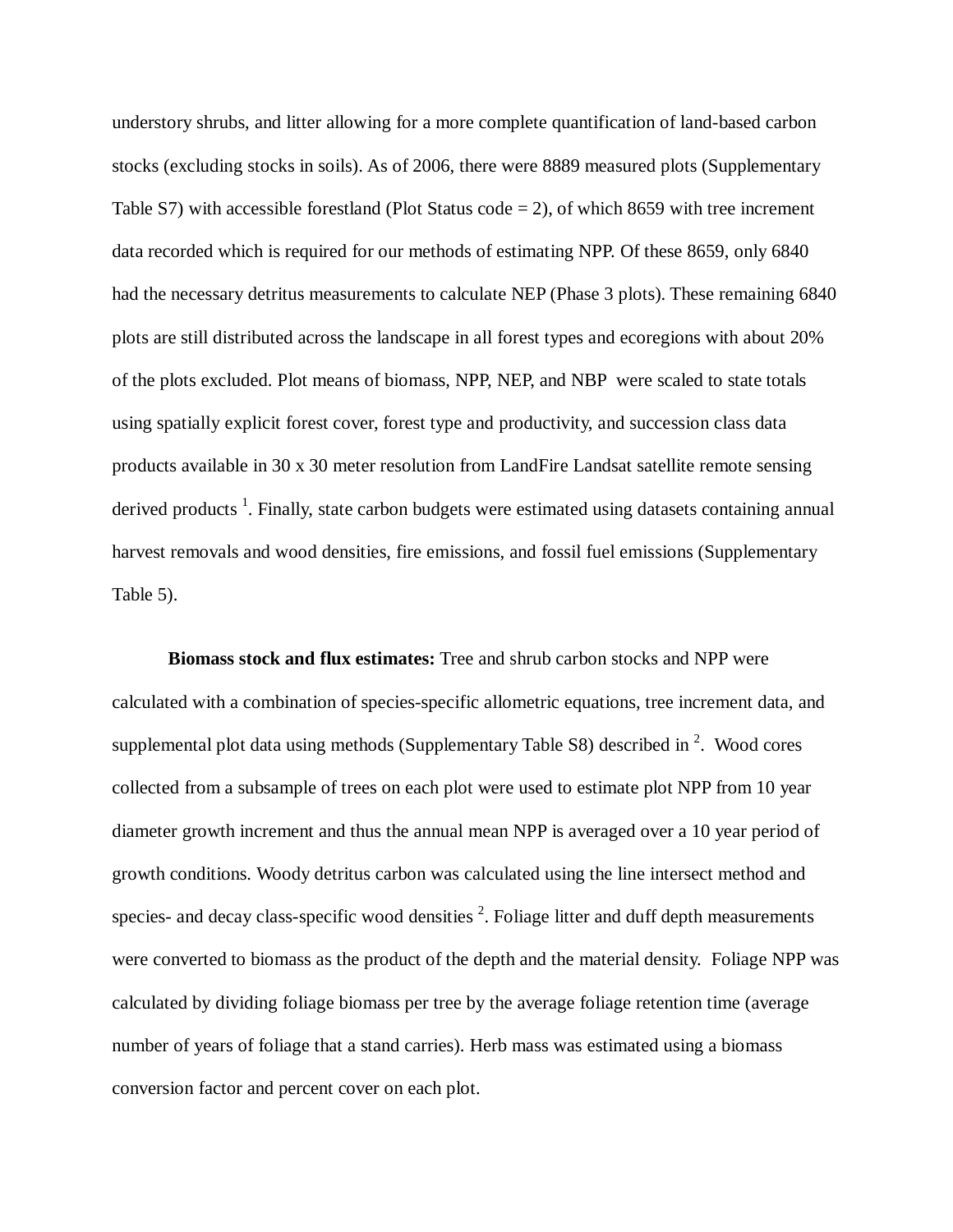understory shrubs, and litter allowing for a more complete quantification of land-based carbon stocks (excluding stocks in soils). As of 2006, there were 8889 measured plots (Supplementary Table S7) with accessible forestland (Plot Status code = 2), of which 8659 with tree increment data recorded which is required for our methods of estimating NPP. Of these 8659, only 6840 had the necessary detritus measurements to calculate NEP (Phase 3 plots). These remaining 6840 plots are still distributed across the landscape in all forest types and ecoregions with about 20% of the plots excluded. Plot means of biomass, NPP, NEP, and NBP were scaled to state totals using spatially explicit forest cover, forest type and productivity, and succession class data products available in 30 x 30 meter resolution from LandFire Landsat satellite remote sensing derived products [1]. Finally, state carbon budgets were estimated using datasets containing annual harvest removals and wood densities, fire emissions, and fossil fuel emissions (Supplementary Table 5).

**Biomass stock and flux estimates:** Tree and shrub carbon stocks and NPP were calculated with a combination of species-specific allometric equations, tree increment data, and supplemental plot data using methods (Supplementary Table S8) described in [2]. Wood cores collected from a subsample of trees on each plot were used to estimate plot NPP from 10 year diameter growth increment and thus the annual mean NPP is averaged over a 10 year period of growth conditions. Woody detritus carbon was calculated using the line intersect method and species- and decay class-specific wood densities [2]. Foliage litter and duff depth measurements were converted to biomass as the product of the depth and the material density. Foliage NPP was calculated by dividing foliage biomass per tree by the average foliage retention time (average number of years of foliage that a stand carries). Herb mass was estimated using a biomass conversion factor and percent cover on each plot.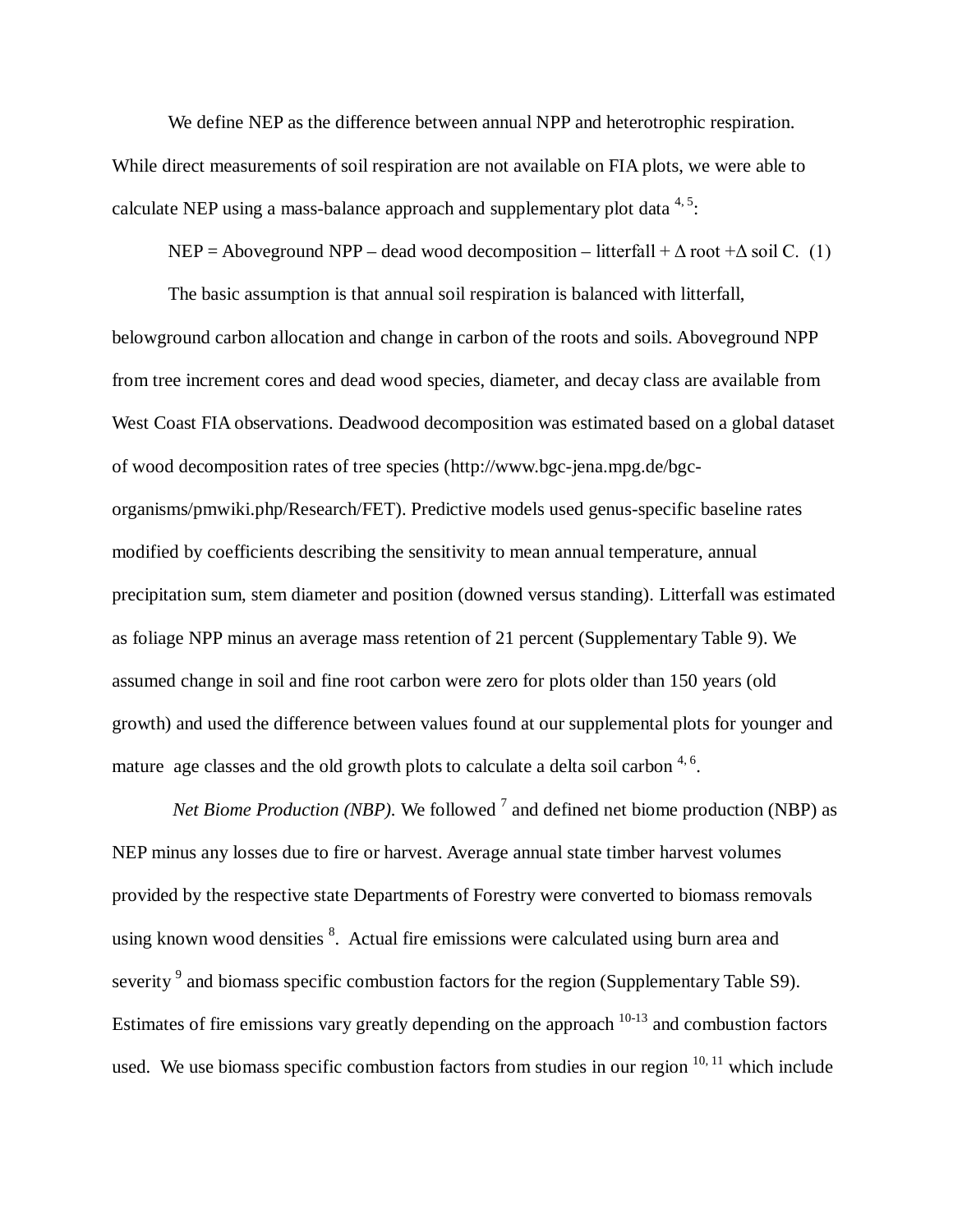We define NEP as the difference between annual NPP and heterotrophic respiration. While direct measurements of soil respiration are not available on FIA plots, we were able to calculate NEP using a mass-balance approach and supplementary plot data [4, 5]:

$$\text{NEP} = \text{Aboveground NPP} - \text{dead wood decomposition} - \text{litterfall} + \Delta\ \text{root} + \Delta\ \text{soil C}. \quad (1)$$

The basic assumption is that annual soil respiration is balanced with litterfall, belowground carbon allocation and change in carbon of the roots and soils. Aboveground NPP from tree increment cores and dead wood species, diameter, and decay class are available from West Coast FIA observations. Deadwood decomposition was estimated based on a global dataset of wood decomposition rates of tree species (http://www.bgc-jena.mpg.de/bgc-organisms/pmwiki.php/Research/FET). Predictive models used genus-specific baseline rates modified by coefficients describing the sensitivity to mean annual temperature, annual precipitation sum, stem diameter and position (downed versus standing). Litterfall was estimated as foliage NPP minus an average mass retention of 21 percent (Supplementary Table 9). We assumed change in soil and fine root carbon were zero for plots older than 150 years (old growth) and used the difference between values found at our supplemental plots for younger and mature age classes and the old growth plots to calculate a delta soil carbon [4, 6].

*Net Biome Production (NBP).* We followed [7] and defined net biome production (NBP) as NEP minus any losses due to fire or harvest. Average annual state timber harvest volumes provided by the respective state Departments of Forestry were converted to biomass removals using known wood densities [8]. Actual fire emissions were calculated using burn area and severity [9] and biomass specific combustion factors for the region (Supplementary Table S9). Estimates of fire emissions vary greatly depending on the approach [10-13] and combustion factors used. We use biomass specific combustion factors from studies in our region [10, 11] which include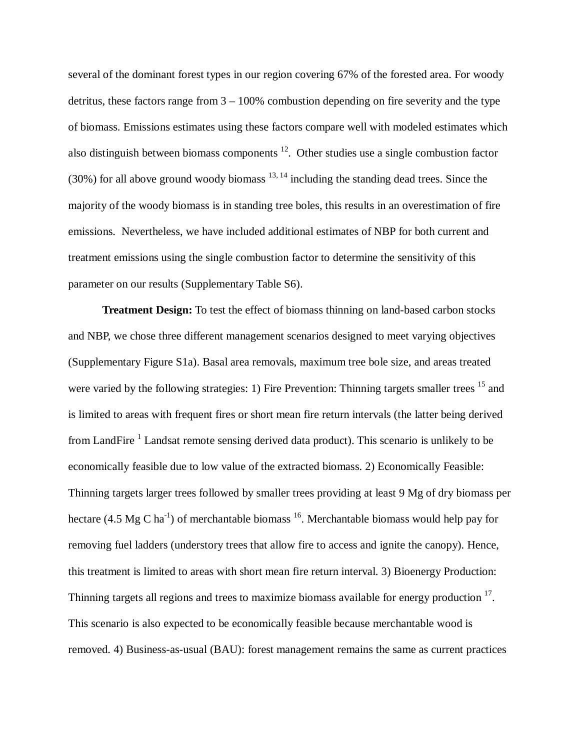several of the dominant forest types in our region covering 67% of the forested area. For woody detritus, these factors range from 3 – 100% combustion depending on fire severity and the type of biomass. Emissions estimates using these factors compare well with modeled estimates which also distinguish between biomass components [12]. Other studies use a single combustion factor (30%) for all above ground woody biomass [13, 14] including the standing dead trees. Since the majority of the woody biomass is in standing tree boles, this results in an overestimation of fire emissions. Nevertheless, we have included additional estimates of NBP for both current and treatment emissions using the single combustion factor to determine the sensitivity of this parameter on our results (Supplementary Table S6).

**Treatment Design:** To test the effect of biomass thinning on land-based carbon stocks and NBP, we chose three different management scenarios designed to meet varying objectives (Supplementary Figure S1a). Basal area removals, maximum tree bole size, and areas treated were varied by the following strategies: 1) Fire Prevention: Thinning targets smaller trees [15] and is limited to areas with frequent fires or short mean fire return intervals (the latter being derived from LandFire [1] Landsat remote sensing derived data product). This scenario is unlikely to be economically feasible due to low value of the extracted biomass. 2) Economically Feasible: Thinning targets larger trees followed by smaller trees providing at least 9 Mg of dry biomass per hectare (4.5 Mg C $ha^{-1}$) of merchantable biomass [16]. Merchantable biomass would help pay for removing fuel ladders (understory trees that allow fire to access and ignite the canopy). Hence, this treatment is limited to areas with short mean fire return interval. 3) Bioenergy Production: Thinning targets all regions and trees to maximize biomass available for energy production [17]. This scenario is also expected to be economically feasible because merchantable wood is removed. 4) Business-as-usual (BAU): forest management remains the same as current practices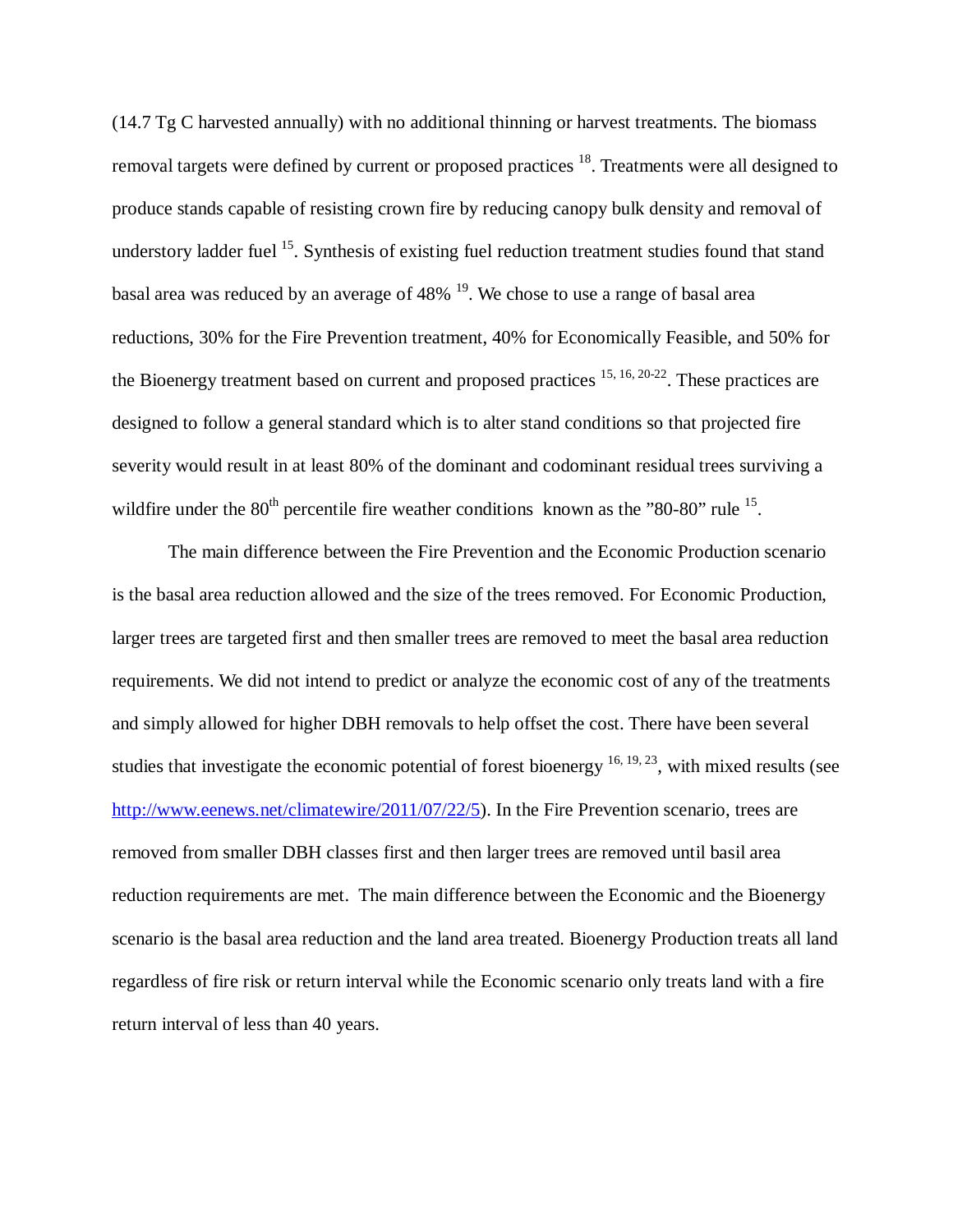(14.7 Tg C harvested annually) with no additional thinning or harvest treatments. The biomass removal targets were defined by current or proposed practices [18]. Treatments were all designed to produce stands capable of resisting crown fire by reducing canopy bulk density and removal of understory ladder fuel [15]. Synthesis of existing fuel reduction treatment studies found that stand basal area was reduced by an average of 48% [19]. We chose to use a range of basal area reductions, 30% for the Fire Prevention treatment, 40% for Economically Feasible, and 50% for the Bioenergy treatment based on current and proposed practices [15, 16, 20-22]. These practices are designed to follow a general standard which is to alter stand conditions so that projected fire severity would result in at least 80% of the dominant and codominant residual trees surviving a wildfire under the 80$^{th}$ percentile fire weather conditions  known as the ”80-80” rule [15].

The main difference between the Fire Prevention and the Economic Production scenario is the basal area reduction allowed and the size of the trees removed. For Economic Production, larger trees are targeted first and then smaller trees are removed to meet the basal area reduction requirements. We did not intend to predict or analyze the economic cost of any of the treatments and simply allowed for higher DBH removals to help offset the cost. There have been several studies that investigate the economic potential of forest bioenergy [16, 19, 23], with mixed results (see http://www.eenews.net/climatewire/2011/07/22/5). In the Fire Prevention scenario, trees are removed from smaller DBH classes first and then larger trees are removed until basil area reduction requirements are met.  The main difference between the Economic and the Bioenergy scenario is the basal area reduction and the land area treated. Bioenergy Production treats all land regardless of fire risk or return interval while the Economic scenario only treats land with a fire return interval of less than 40 years.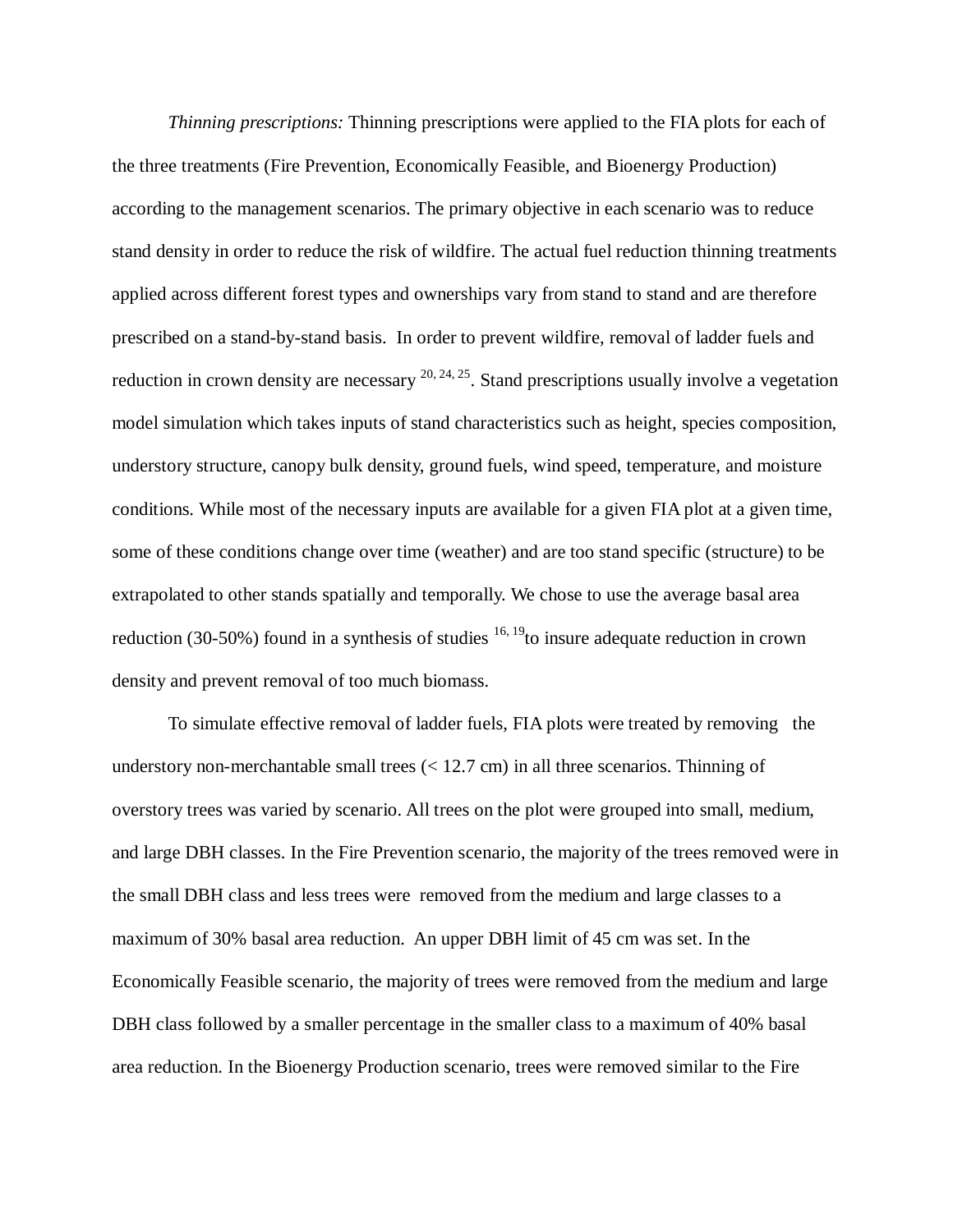*Thinning prescriptions:* Thinning prescriptions were applied to the FIA plots for each of the three treatments (Fire Prevention, Economically Feasible, and Bioenergy Production) according to the management scenarios. The primary objective in each scenario was to reduce stand density in order to reduce the risk of wildfire. The actual fuel reduction thinning treatments applied across different forest types and ownerships vary from stand to stand and are therefore prescribed on a stand-by-stand basis. In order to prevent wildfire, removal of ladder fuels and reduction in crown density are necessary [20, 24, 25]. Stand prescriptions usually involve a vegetation model simulation which takes inputs of stand characteristics such as height, species composition, understory structure, canopy bulk density, ground fuels, wind speed, temperature, and moisture conditions. While most of the necessary inputs are available for a given FIA plot at a given time, some of these conditions change over time (weather) and are too stand specific (structure) to be extrapolated to other stands spatially and temporally. We chose to use the average basal area reduction (30-50%) found in a synthesis of studies [16, 19] to insure adequate reduction in crown density and prevent removal of too much biomass.

To simulate effective removal of ladder fuels, FIA plots were treated by removing the understory non-merchantable small trees (< 12.7 cm) in all three scenarios. Thinning of overstory trees was varied by scenario. All trees on the plot were grouped into small, medium, and large DBH classes. In the Fire Prevention scenario, the majority of the trees removed were in the small DBH class and less trees were removed from the medium and large classes to a maximum of 30% basal area reduction. An upper DBH limit of 45 cm was set. In the Economically Feasible scenario, the majority of trees were removed from the medium and large DBH class followed by a smaller percentage in the smaller class to a maximum of 40% basal area reduction. In the Bioenergy Production scenario, trees were removed similar to the Fire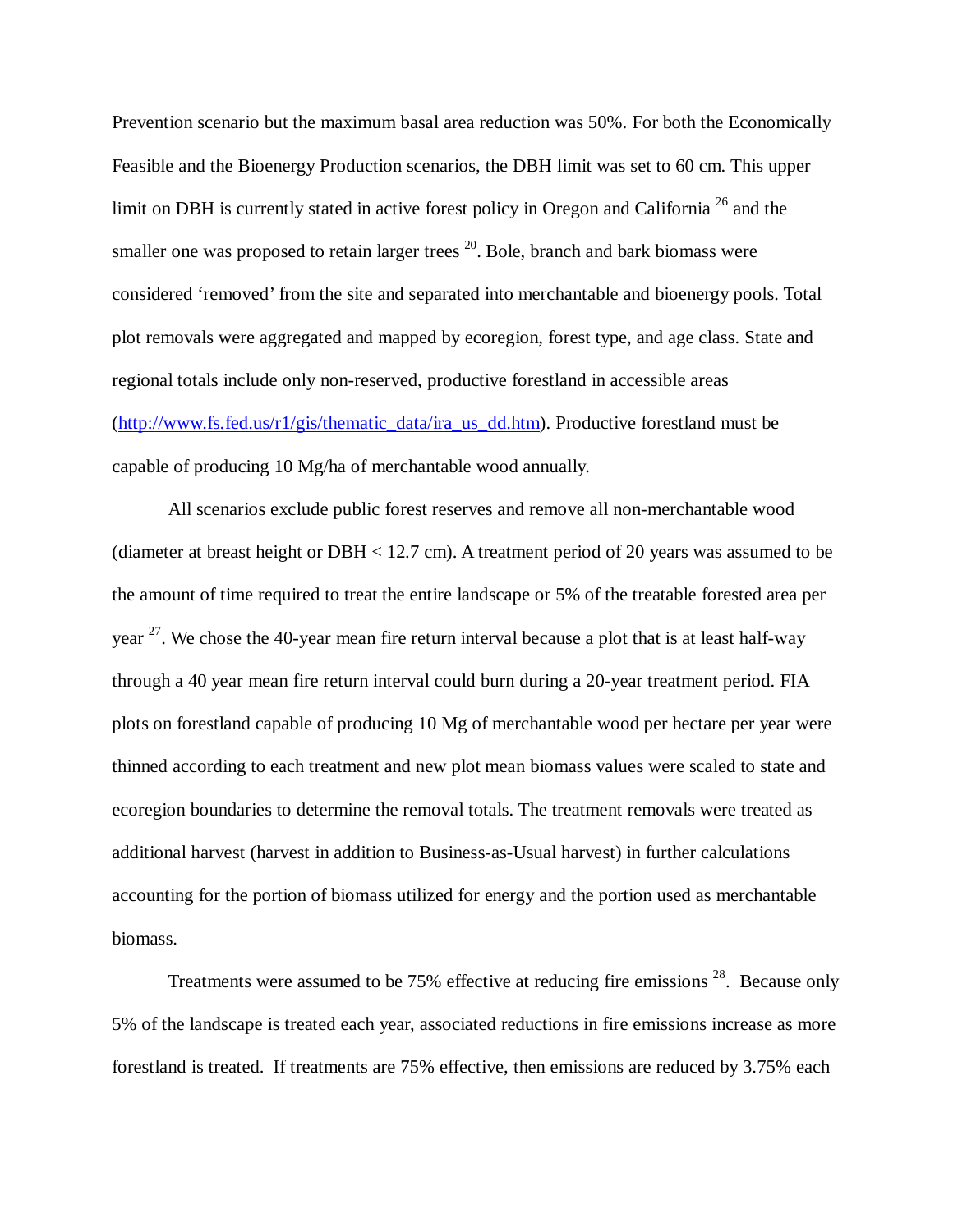Prevention scenario but the maximum basal area reduction was 50%. For both the Economically Feasible and the Bioenergy Production scenarios, the DBH limit was set to 60 cm. This upper limit on DBH is currently stated in active forest policy in Oregon and California [26] and the smaller one was proposed to retain larger trees [20]. Bole, branch and bark biomass were considered 'removed' from the site and separated into merchantable and bioenergy pools. Total plot removals were aggregated and mapped by ecoregion, forest type, and age class. State and regional totals include only non-reserved, productive forestland in accessible areas (http://www.fs.fed.us/r1/gis/thematic_data/ira_us_dd.htm). Productive forestland must be capable of producing 10 Mg/ha of merchantable wood annually.

All scenarios exclude public forest reserves and remove all non-merchantable wood (diameter at breast height or DBH < 12.7 cm). A treatment period of 20 years was assumed to be the amount of time required to treat the entire landscape or 5% of the treatable forested area per year [27]. We chose the 40-year mean fire return interval because a plot that is at least half-way through a 40 year mean fire return interval could burn during a 20-year treatment period. FIA plots on forestland capable of producing 10 Mg of merchantable wood per hectare per year were thinned according to each treatment and new plot mean biomass values were scaled to state and ecoregion boundaries to determine the removal totals. The treatment removals were treated as additional harvest (harvest in addition to Business-as-Usual harvest) in further calculations accounting for the portion of biomass utilized for energy and the portion used as merchantable biomass.

Treatments were assumed to be 75% effective at reducing fire emissions [28]. Because only 5% of the landscape is treated each year, associated reductions in fire emissions increase as more forestland is treated. If treatments are 75% effective, then emissions are reduced by 3.75% each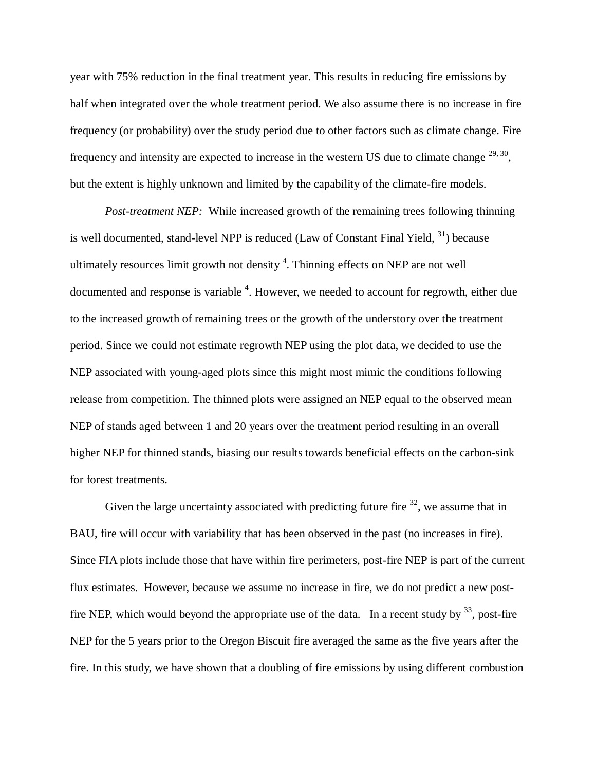year with 75% reduction in the final treatment year. This results in reducing fire emissions by half when integrated over the whole treatment period. We also assume there is no increase in fire frequency (or probability) over the study period due to other factors such as climate change. Fire frequency and intensity are expected to increase in the western US due to climate change [29, 30], but the extent is highly unknown and limited by the capability of the climate-fire models.

*Post-treatment NEP:* While increased growth of the remaining trees following thinning is well documented, stand-level NPP is reduced (Law of Constant Final Yield, [31]) because ultimately resources limit growth not density [4]. Thinning effects on NEP are not well documented and response is variable [4]. However, we needed to account for regrowth, either due to the increased growth of remaining trees or the growth of the understory over the treatment period. Since we could not estimate regrowth NEP using the plot data, we decided to use the NEP associated with young-aged plots since this might most mimic the conditions following release from competition. The thinned plots were assigned an NEP equal to the observed mean NEP of stands aged between 1 and 20 years over the treatment period resulting in an overall higher NEP for thinned stands, biasing our results towards beneficial effects on the carbon-sink for forest treatments.

Given the large uncertainty associated with predicting future fire [32], we assume that in BAU, fire will occur with variability that has been observed in the past (no increases in fire). Since FIA plots include those that have within fire perimeters, post-fire NEP is part of the current flux estimates. However, because we assume no increase in fire, we do not predict a new post-fire NEP, which would beyond the appropriate use of the data. In a recent study by [33], post-fire NEP for the 5 years prior to the Oregon Biscuit fire averaged the same as the five years after the fire. In this study, we have shown that a doubling of fire emissions by using different combustion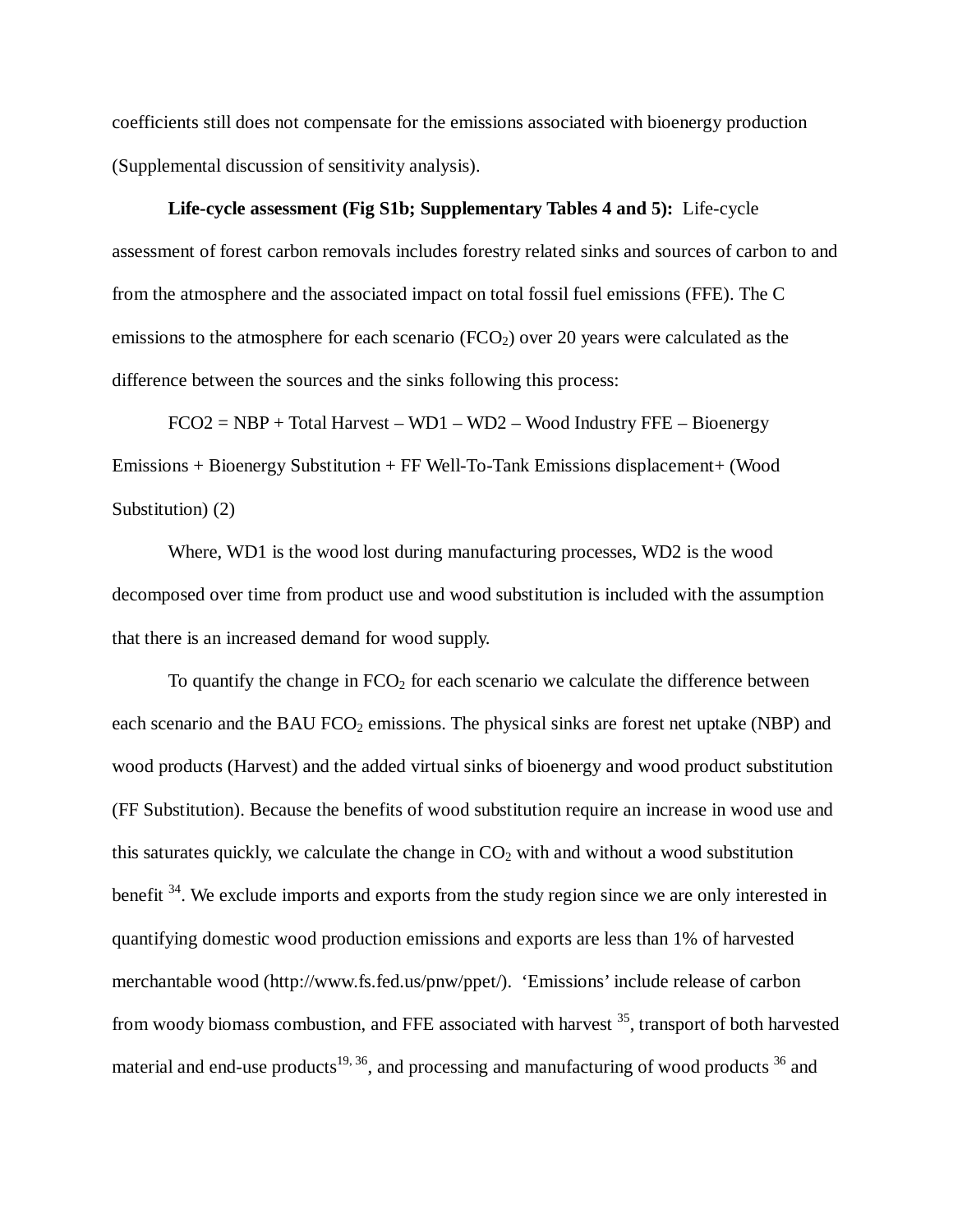coefficients still does not compensate for the emissions associated with bioenergy production (Supplemental discussion of sensitivity analysis).

**Life-cycle assessment (Fig S1b; Supplementary Tables 4 and 5):** Life-cycle assessment of forest carbon removals includes forestry related sinks and sources of carbon to and from the atmosphere and the associated impact on total fossil fuel emissions (FFE). The C emissions to the atmosphere for each scenario ($FCO_2$) over 20 years were calculated as the difference between the sources and the sinks following this process:

FCO2 = NBP + Total Harvest – WD1 – WD2 – Wood Industry FFE – Bioenergy Emissions + Bioenergy Substitution + FF Well-To-Tank Emissions displacement+ (Wood Substitution) (2)

Where, WD1 is the wood lost during manufacturing processes, WD2 is the wood decomposed over time from product use and wood substitution is included with the assumption that there is an increased demand for wood supply.

To quantify the change in $FCO_2$ for each scenario we calculate the difference between each scenario and the BAU $FCO_2$ emissions. The physical sinks are forest net uptake (NBP) and wood products (Harvest) and the added virtual sinks of bioenergy and wood product substitution (FF Substitution). Because the benefits of wood substitution require an increase in wood use and this saturates quickly, we calculate the change in $CO_2$ with and without a wood substitution benefit [34]. We exclude imports and exports from the study region since we are only interested in quantifying domestic wood production emissions and exports are less than 1% of harvested merchantable wood (http://www.fs.fed.us/pnw/ppet/). 'Emissions' include release of carbon from woody biomass combustion, and FFE associated with harvest [35], transport of both harvested material and end-use products[19, 36], and processing and manufacturing of wood products [36] and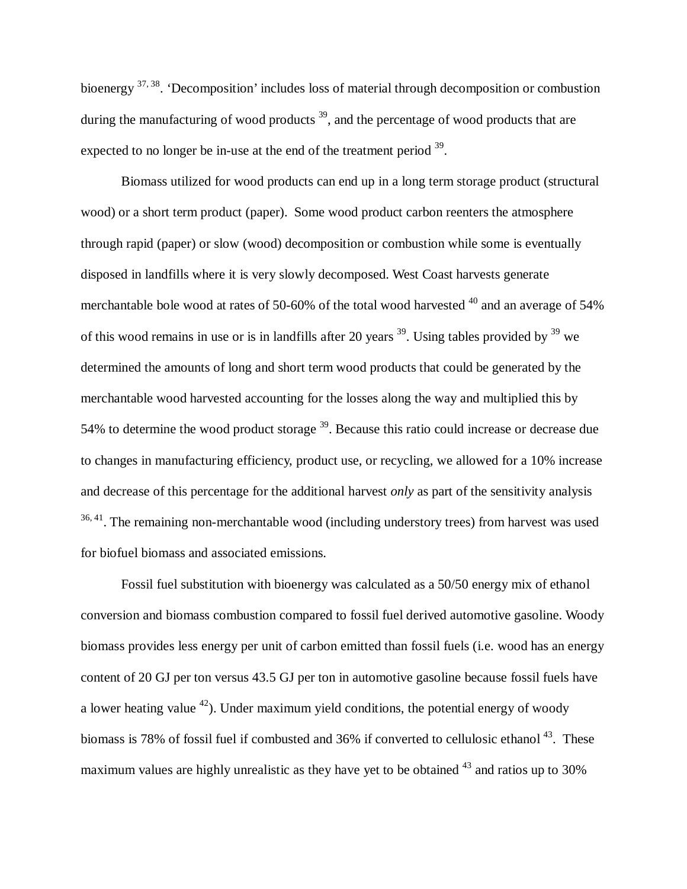bioenergy [37, 38]. 'Decomposition' includes loss of material through decomposition or combustion during the manufacturing of wood products [39], and the percentage of wood products that are expected to no longer be in-use at the end of the treatment period [39].

Biomass utilized for wood products can end up in a long term storage product (structural wood) or a short term product (paper). Some wood product carbon reenters the atmosphere through rapid (paper) or slow (wood) decomposition or combustion while some is eventually disposed in landfills where it is very slowly decomposed. West Coast harvests generate merchantable bole wood at rates of 50-60% of the total wood harvested [40] and an average of 54% of this wood remains in use or is in landfills after 20 years [39]. Using tables provided by [39] we determined the amounts of long and short term wood products that could be generated by the merchantable wood harvested accounting for the losses along the way and multiplied this by 54% to determine the wood product storage [39]. Because this ratio could increase or decrease due to changes in manufacturing efficiency, product use, or recycling, we allowed for a 10% increase and decrease of this percentage for the additional harvest *only* as part of the sensitivity analysis [36, 41]. The remaining non-merchantable wood (including understory trees) from harvest was used for biofuel biomass and associated emissions.

Fossil fuel substitution with bioenergy was calculated as a 50/50 energy mix of ethanol conversion and biomass combustion compared to fossil fuel derived automotive gasoline. Woody biomass provides less energy per unit of carbon emitted than fossil fuels (i.e. wood has an energy content of 20 GJ per ton versus 43.5 GJ per ton in automotive gasoline because fossil fuels have a lower heating value [42]). Under maximum yield conditions, the potential energy of woody biomass is 78% of fossil fuel if combusted and 36% if converted to cellulosic ethanol [43]. These maximum values are highly unrealistic as they have yet to be obtained [43] and ratios up to 30%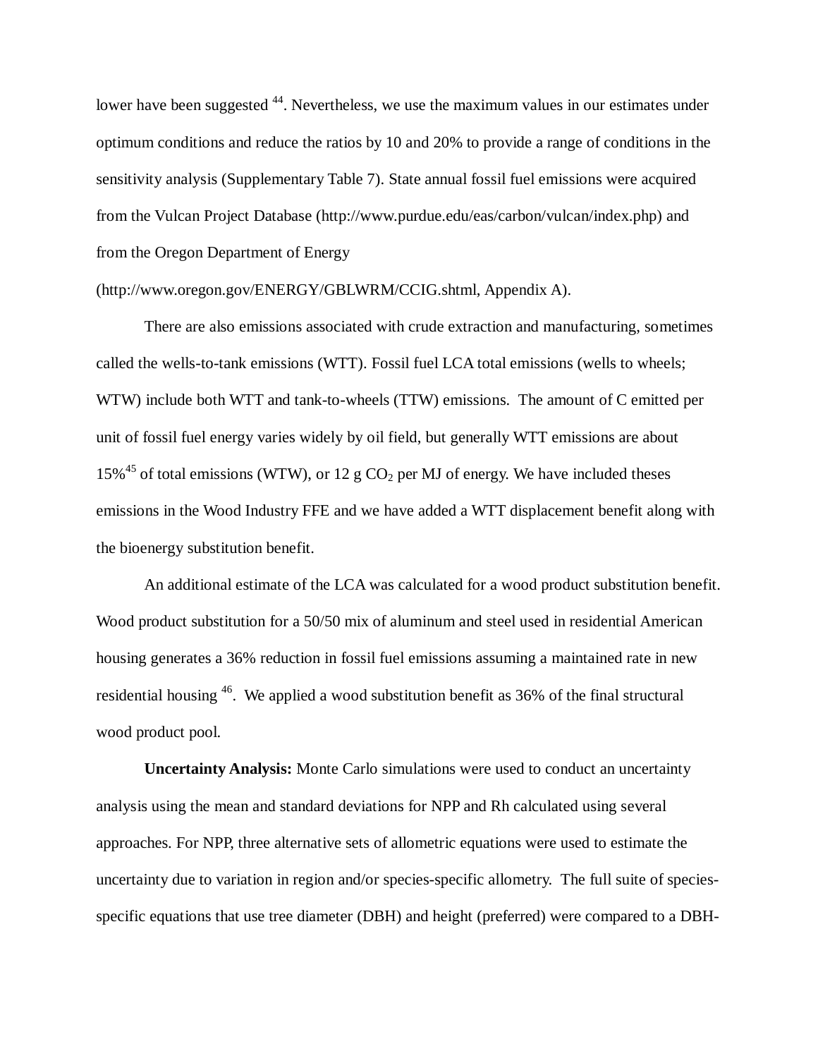lower have been suggested [44]. Nevertheless, we use the maximum values in our estimates under optimum conditions and reduce the ratios by 10 and 20% to provide a range of conditions in the sensitivity analysis (Supplementary Table 7). State annual fossil fuel emissions were acquired from the Vulcan Project Database (http://www.purdue.edu/eas/carbon/vulcan/index.php) and from the Oregon Department of Energy (http://www.oregon.gov/ENERGY/GBLWRM/CCIG.shtml, Appendix A).

There are also emissions associated with crude extraction and manufacturing, sometimes called the wells-to-tank emissions (WTT). Fossil fuel LCA total emissions (wells to wheels; WTW) include both WTT and tank-to-wheels (TTW) emissions. The amount of C emitted per unit of fossil fuel energy varies widely by oil field, but generally WTT emissions are about 15%[45] of total emissions (WTW), or 12 g $CO_2$ per MJ of energy. We have included theses emissions in the Wood Industry FFE and we have added a WTT displacement benefit along with the bioenergy substitution benefit.

An additional estimate of the LCA was calculated for a wood product substitution benefit. Wood product substitution for a 50/50 mix of aluminum and steel used in residential American housing generates a 36% reduction in fossil fuel emissions assuming a maintained rate in new residential housing [46]. We applied a wood substitution benefit as 36% of the final structural wood product pool.

**Uncertainty Analysis:** Monte Carlo simulations were used to conduct an uncertainty analysis using the mean and standard deviations for NPP and Rh calculated using several approaches. For NPP, three alternative sets of allometric equations were used to estimate the uncertainty due to variation in region and/or species-specific allometry. The full suite of species-specific equations that use tree diameter (DBH) and height (preferred) were compared to a DBH-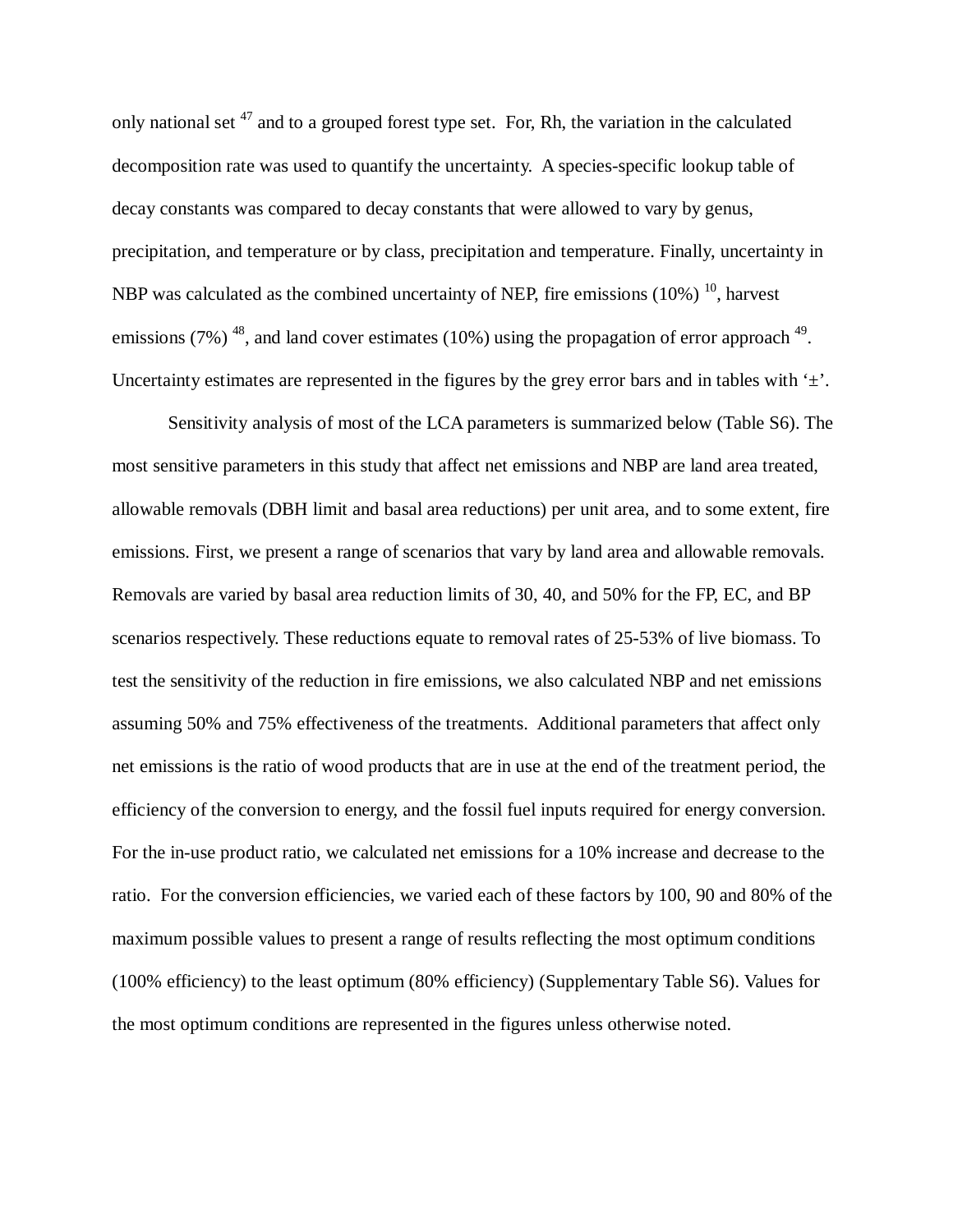only national set [47] and to a grouped forest type set. For, Rh, the variation in the calculated decomposition rate was used to quantify the uncertainty. A species-specific lookup table of decay constants was compared to decay constants that were allowed to vary by genus, precipitation, and temperature or by class, precipitation and temperature. Finally, uncertainty in NBP was calculated as the combined uncertainty of NEP, fire emissions (10%) [10], harvest emissions (7%) [48], and land cover estimates (10%) using the propagation of error approach [49]. Uncertainty estimates are represented in the figures by the grey error bars and in tables with '±'.

Sensitivity analysis of most of the LCA parameters is summarized below (Table S6). The most sensitive parameters in this study that affect net emissions and NBP are land area treated, allowable removals (DBH limit and basal area reductions) per unit area, and to some extent, fire emissions. First, we present a range of scenarios that vary by land area and allowable removals. Removals are varied by basal area reduction limits of 30, 40, and 50% for the FP, EC, and BP scenarios respectively. These reductions equate to removal rates of 25-53% of live biomass. To test the sensitivity of the reduction in fire emissions, we also calculated NBP and net emissions assuming 50% and 75% effectiveness of the treatments. Additional parameters that affect only net emissions is the ratio of wood products that are in use at the end of the treatment period, the efficiency of the conversion to energy, and the fossil fuel inputs required for energy conversion. For the in-use product ratio, we calculated net emissions for a 10% increase and decrease to the ratio. For the conversion efficiencies, we varied each of these factors by 100, 90 and 80% of the maximum possible values to present a range of results reflecting the most optimum conditions (100% efficiency) to the least optimum (80% efficiency) (Supplementary Table S6). Values for the most optimum conditions are represented in the figures unless otherwise noted.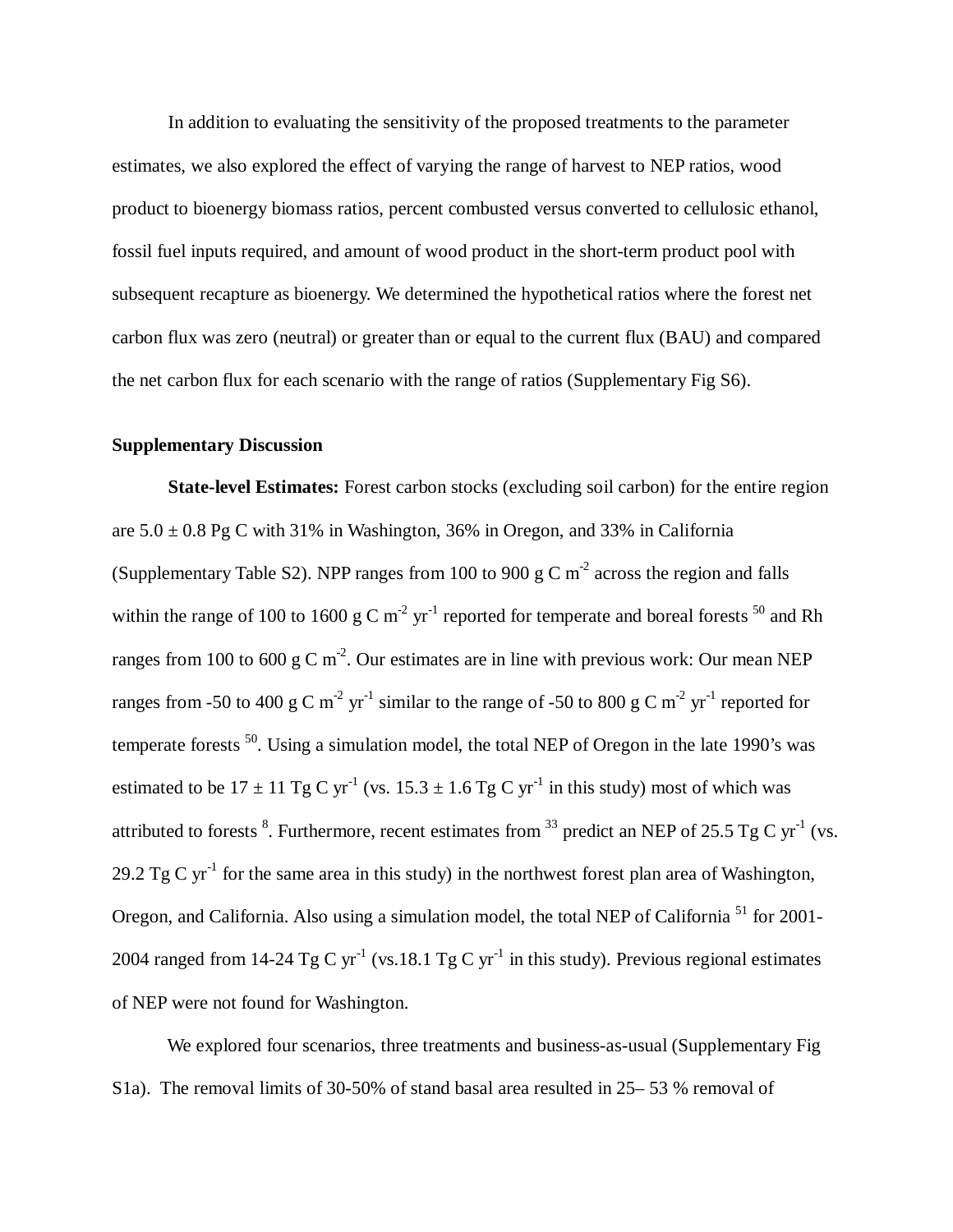In addition to evaluating the sensitivity of the proposed treatments to the parameter estimates, we also explored the effect of varying the range of harvest to NEP ratios, wood product to bioenergy biomass ratios, percent combusted versus converted to cellulosic ethanol, fossil fuel inputs required, and amount of wood product in the short-term product pool with subsequent recapture as bioenergy. We determined the hypothetical ratios where the forest net carbon flux was zero (neutral) or greater than or equal to the current flux (BAU) and compared the net carbon flux for each scenario with the range of ratios (Supplementary Fig S6).

**Supplementary Discussion**

**State-level Estimates:** Forest carbon stocks (excluding soil carbon) for the entire region are 5.0 ± 0.8 Pg C with 31% in Washington, 36% in Oregon, and 33% in California (Supplementary Table S2). NPP ranges from 100 to 900 g C $m^{-2}$ across the region and falls within the range of 100 to 1600 g C $m^{-2}$ $yr^{-1}$ reported for temperate and boreal forests [50] and Rh ranges from 100 to 600 g C $m^{-2}$. Our estimates are in line with previous work: Our mean NEP ranges from -50 to 400 g C $m^{-2}$ $yr^{-1}$ similar to the range of -50 to 800 g C $m^{-2}$ $yr^{-1}$ reported for temperate forests [50]. Using a simulation model, the total NEP of Oregon in the late 1990's was estimated to be 17 ± 11 Tg C $yr^{-1}$ (vs. 15.3 ± 1.6 Tg C $yr^{-1}$ in this study) most of which was attributed to forests [8]. Furthermore, recent estimates from [33] predict an NEP of 25.5 Tg C $yr^{-1}$ (vs. 29.2 Tg C $yr^{-1}$ for the same area in this study) in the northwest forest plan area of Washington, Oregon, and California. Also using a simulation model, the total NEP of California [51] for 2001-2004 ranged from 14-24 Tg C $yr^{-1}$ (vs.18.1 Tg C $yr^{-1}$ in this study). Previous regional estimates of NEP were not found for Washington.

We explored four scenarios, three treatments and business-as-usual (Supplementary Fig S1a). The removal limits of 30-50% of stand basal area resulted in 25– 53 % removal of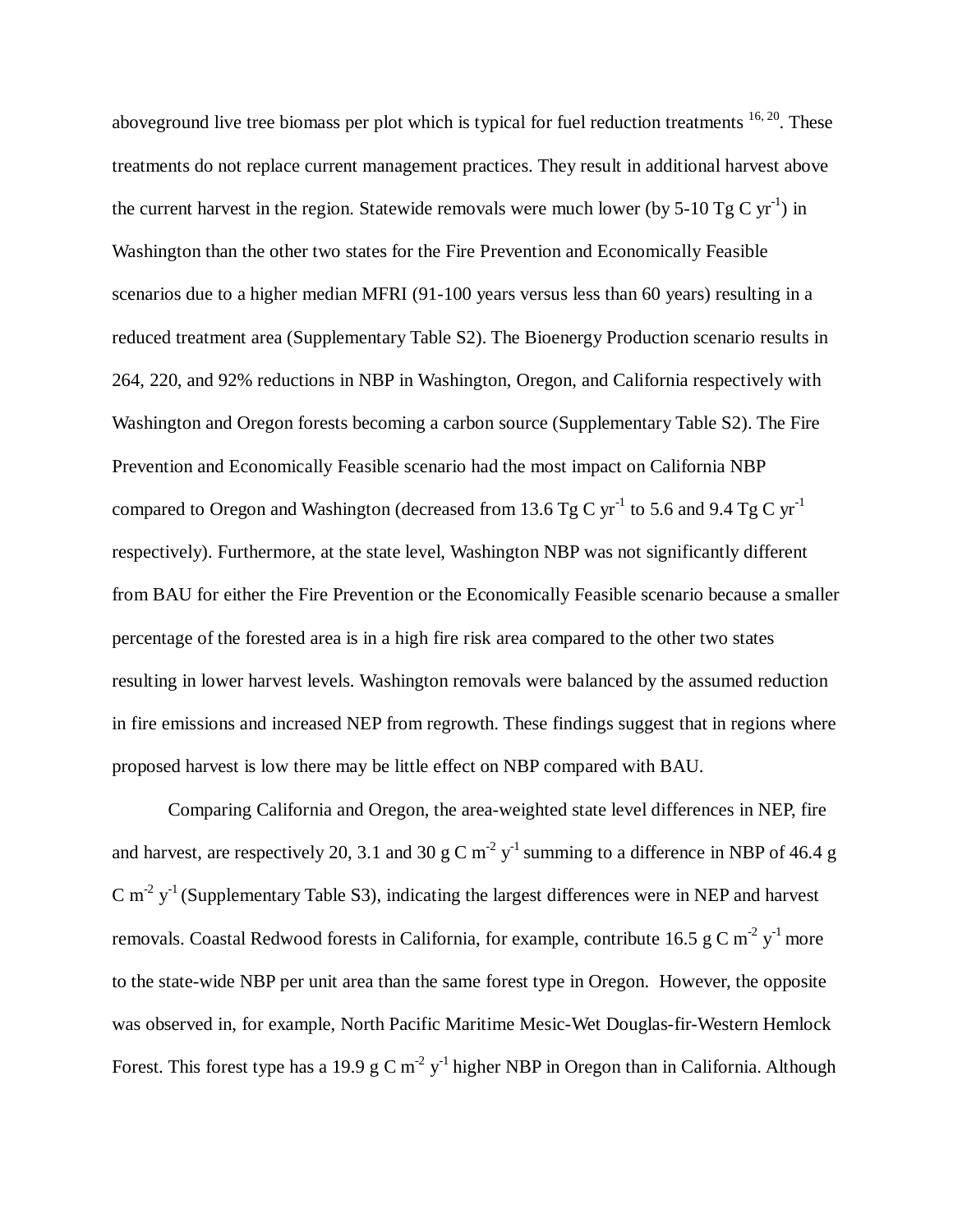aboveground live tree biomass per plot which is typical for fuel reduction treatments [16, 20]. These treatments do not replace current management practices. They result in additional harvest above the current harvest in the region. Statewide removals were much lower (by 5-10 Tg C $yr^{-1}$) in Washington than the other two states for the Fire Prevention and Economically Feasible scenarios due to a higher median MFRI (91-100 years versus less than 60 years) resulting in a reduced treatment area (Supplementary Table S2). The Bioenergy Production scenario results in 264, 220, and 92% reductions in NBP in Washington, Oregon, and California respectively with Washington and Oregon forests becoming a carbon source (Supplementary Table S2). The Fire Prevention and Economically Feasible scenario had the most impact on California NBP compared to Oregon and Washington (decreased from 13.6 Tg C $yr^{-1}$ to 5.6 and 9.4 Tg C $yr^{-1}$ respectively). Furthermore, at the state level, Washington NBP was not significantly different from BAU for either the Fire Prevention or the Economically Feasible scenario because a smaller percentage of the forested area is in a high fire risk area compared to the other two states resulting in lower harvest levels. Washington removals were balanced by the assumed reduction in fire emissions and increased NEP from regrowth. These findings suggest that in regions where proposed harvest is low there may be little effect on NBP compared with BAU.

Comparing California and Oregon, the area-weighted state level differences in NEP, fire and harvest, are respectively 20, 3.1 and 30 g C $m^{-2}$ $y^{-1}$ summing to a difference in NBP of 46.4 g C $m^{-2}$ $y^{-1}$ (Supplementary Table S3), indicating the largest differences were in NEP and harvest removals. Coastal Redwood forests in California, for example, contribute 16.5 g C $m^{-2}$ $y^{-1}$ more to the state-wide NBP per unit area than the same forest type in Oregon. However, the opposite was observed in, for example, North Pacific Maritime Mesic-Wet Douglas-fir-Western Hemlock Forest. This forest type has a 19.9 g C $m^{-2}$ $y^{-1}$ higher NBP in Oregon than in California. Although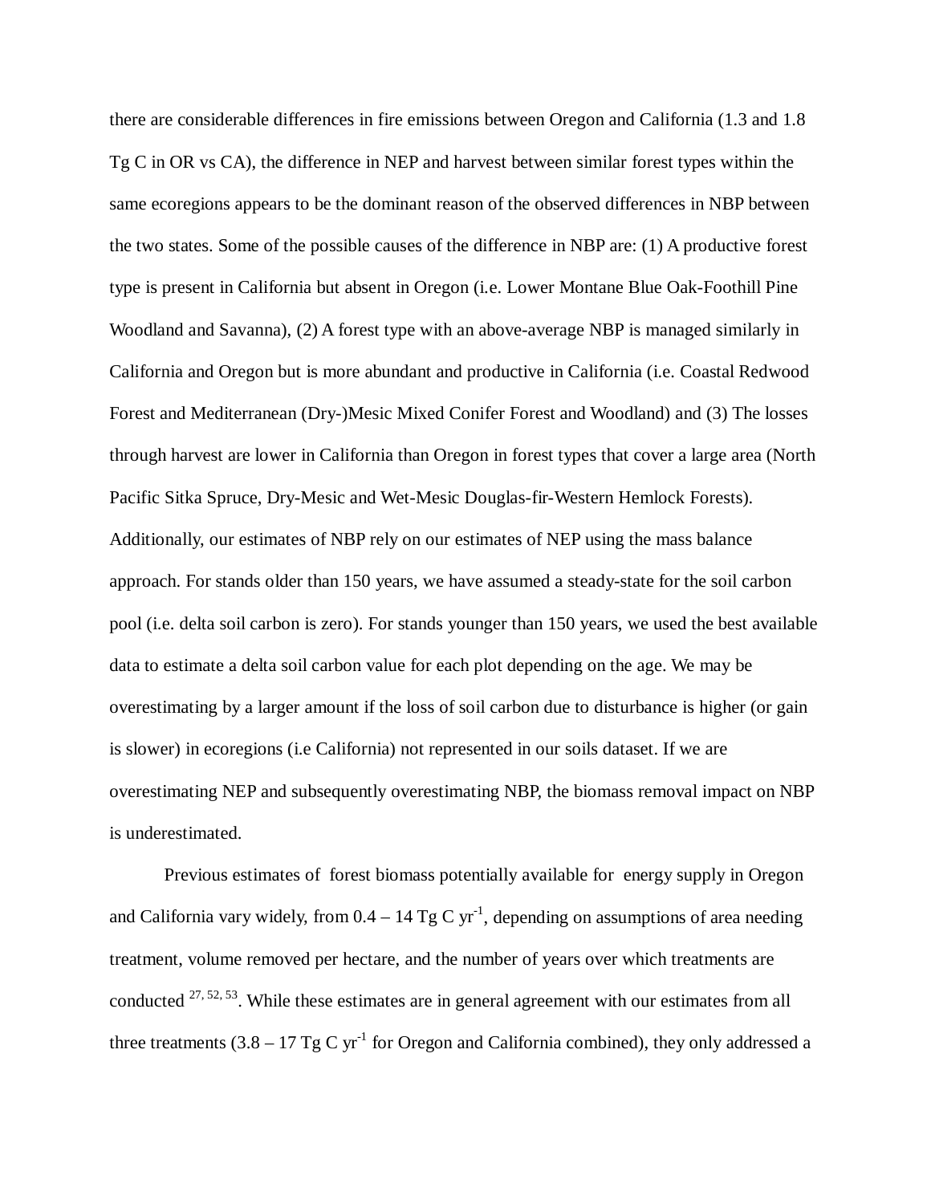there are considerable differences in fire emissions between Oregon and California (1.3 and 1.8 Tg C in OR vs CA), the difference in NEP and harvest between similar forest types within the same ecoregions appears to be the dominant reason of the observed differences in NBP between the two states. Some of the possible causes of the difference in NBP are: (1) A productive forest type is present in California but absent in Oregon (i.e. Lower Montane Blue Oak-Foothill Pine Woodland and Savanna), (2) A forest type with an above-average NBP is managed similarly in California and Oregon but is more abundant and productive in California (i.e. Coastal Redwood Forest and Mediterranean (Dry-)Mesic Mixed Conifer Forest and Woodland) and (3) The losses through harvest are lower in California than Oregon in forest types that cover a large area (North Pacific Sitka Spruce, Dry-Mesic and Wet-Mesic Douglas-fir-Western Hemlock Forests). Additionally, our estimates of NBP rely on our estimates of NEP using the mass balance approach. For stands older than 150 years, we have assumed a steady-state for the soil carbon pool (i.e. delta soil carbon is zero). For stands younger than 150 years, we used the best available data to estimate a delta soil carbon value for each plot depending on the age. We may be overestimating by a larger amount if the loss of soil carbon due to disturbance is higher (or gain is slower) in ecoregions (i.e California) not represented in our soils dataset. If we are overestimating NEP and subsequently overestimating NBP, the biomass removal impact on NBP is underestimated.

Previous estimates of forest biomass potentially available for energy supply in Oregon and California vary widely, from 0.4 – 14 Tg C $yr^{-1}$, depending on assumptions of area needing treatment, volume removed per hectare, and the number of years over which treatments are conducted [27, 52, 53]. While these estimates are in general agreement with our estimates from all three treatments (3.8 – 17 Tg C $yr^{-1}$ for Oregon and California combined), they only addressed a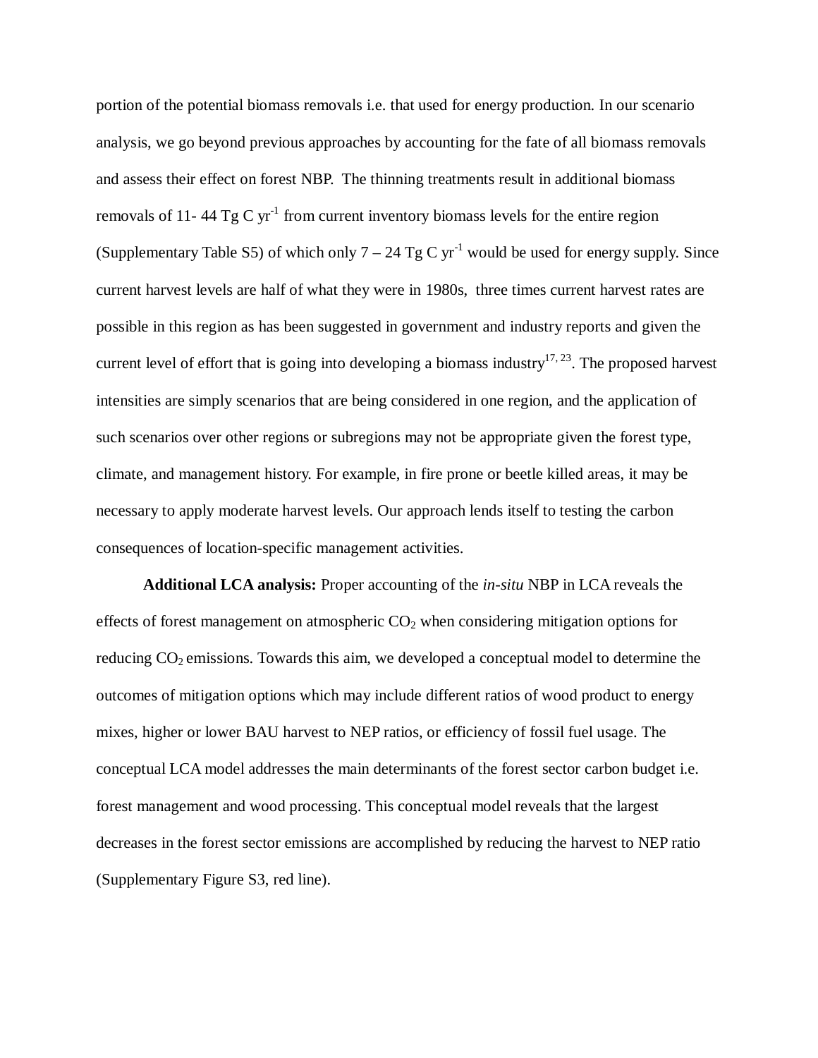portion of the potential biomass removals i.e. that used for energy production. In our scenario analysis, we go beyond previous approaches by accounting for the fate of all biomass removals and assess their effect on forest NBP. The thinning treatments result in additional biomass removals of 11- 44 Tg C $yr^{-1}$ from current inventory biomass levels for the entire region (Supplementary Table S5) of which only 7 – 24 Tg C $yr^{-1}$ would be used for energy supply. Since current harvest levels are half of what they were in 1980s, three times current harvest rates are possible in this region as has been suggested in government and industry reports and given the current level of effort that is going into developing a biomass industry[17, 23]. The proposed harvest intensities are simply scenarios that are being considered in one region, and the application of such scenarios over other regions or subregions may not be appropriate given the forest type, climate, and management history. For example, in fire prone or beetle killed areas, it may be necessary to apply moderate harvest levels. Our approach lends itself to testing the carbon consequences of location-specific management activities.

**Additional LCA analysis:** Proper accounting of the *in-situ* NBP in LCA reveals the effects of forest management on atmospheric $CO_2$ when considering mitigation options for reducing $CO_2$ emissions. Towards this aim, we developed a conceptual model to determine the outcomes of mitigation options which may include different ratios of wood product to energy mixes, higher or lower BAU harvest to NEP ratios, or efficiency of fossil fuel usage. The conceptual LCA model addresses the main determinants of the forest sector carbon budget i.e. forest management and wood processing. This conceptual model reveals that the largest decreases in the forest sector emissions are accomplished by reducing the harvest to NEP ratio (Supplementary Figure S3, red line).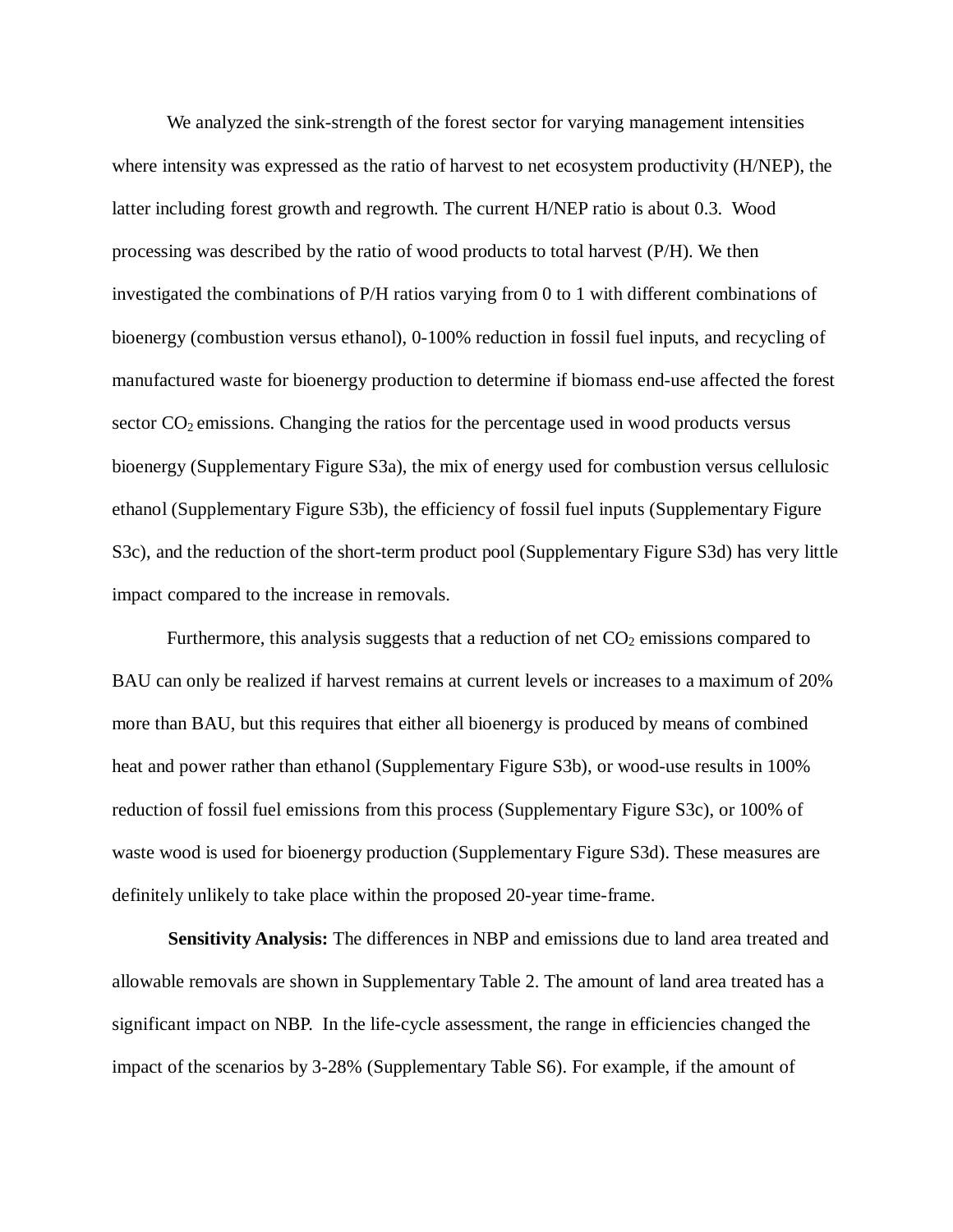We analyzed the sink-strength of the forest sector for varying management intensities where intensity was expressed as the ratio of harvest to net ecosystem productivity (H/NEP), the latter including forest growth and regrowth. The current H/NEP ratio is about 0.3. Wood processing was described by the ratio of wood products to total harvest (P/H). We then investigated the combinations of P/H ratios varying from 0 to 1 with different combinations of bioenergy (combustion versus ethanol), 0-100% reduction in fossil fuel inputs, and recycling of manufactured waste for bioenergy production to determine if biomass end-use affected the forest sector $CO_2$ emissions. Changing the ratios for the percentage used in wood products versus bioenergy (Supplementary Figure S3a), the mix of energy used for combustion versus cellulosic ethanol (Supplementary Figure S3b), the efficiency of fossil fuel inputs (Supplementary Figure S3c), and the reduction of the short-term product pool (Supplementary Figure S3d) has very little impact compared to the increase in removals.

Furthermore, this analysis suggests that a reduction of net $CO_2$ emissions compared to BAU can only be realized if harvest remains at current levels or increases to a maximum of 20% more than BAU, but this requires that either all bioenergy is produced by means of combined heat and power rather than ethanol (Supplementary Figure S3b), or wood-use results in 100% reduction of fossil fuel emissions from this process (Supplementary Figure S3c), or 100% of waste wood is used for bioenergy production (Supplementary Figure S3d). These measures are definitely unlikely to take place within the proposed 20-year time-frame.

**Sensitivity Analysis:** The differences in NBP and emissions due to land area treated and allowable removals are shown in Supplementary Table 2. The amount of land area treated has a significant impact on NBP. In the life-cycle assessment, the range in efficiencies changed the impact of the scenarios by 3-28% (Supplementary Table S6). For example, if the amount of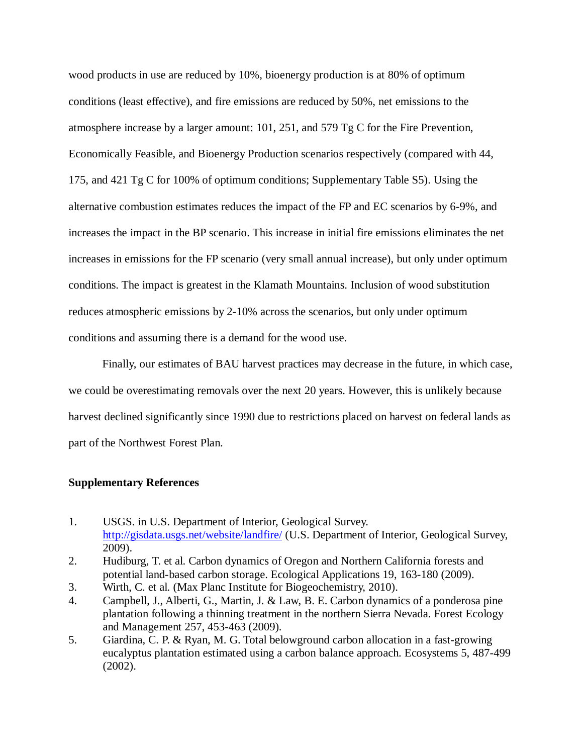wood products in use are reduced by 10%, bioenergy production is at 80% of optimum conditions (least effective), and fire emissions are reduced by 50%, net emissions to the atmosphere increase by a larger amount: 101, 251, and 579 Tg C for the Fire Prevention, Economically Feasible, and Bioenergy Production scenarios respectively (compared with 44, 175, and 421 Tg C for 100% of optimum conditions; Supplementary Table S5). Using the alternative combustion estimates reduces the impact of the FP and EC scenarios by 6-9%, and increases the impact in the BP scenario. This increase in initial fire emissions eliminates the net increases in emissions for the FP scenario (very small annual increase), but only under optimum conditions. The impact is greatest in the Klamath Mountains. Inclusion of wood substitution reduces atmospheric emissions by 2-10% across the scenarios, but only under optimum conditions and assuming there is a demand for the wood use.

Finally, our estimates of BAU harvest practices may decrease in the future, in which case, we could be overestimating removals over the next 20 years. However, this is unlikely because harvest declined significantly since 1990 due to restrictions placed on harvest on federal lands as part of the Northwest Forest Plan.

**Supplementary References**

1. USGS. in U.S. Department of Interior, Geological Survey. http://gisdata.usgs.net/website/landfire/ (U.S. Department of Interior, Geological Survey, 2009).
2. Hudiburg, T. et al. Carbon dynamics of Oregon and Northern California forests and potential land-based carbon storage. Ecological Applications 19, 163-180 (2009).
3. Wirth, C. et al. (Max Planc Institute for Biogeochemistry, 2010).
4. Campbell, J., Alberti, G., Martin, J. & Law, B. E. Carbon dynamics of a ponderosa pine plantation following a thinning treatment in the northern Sierra Nevada. Forest Ecology and Management 257, 453-463 (2009).
5. Giardina, C. P. & Ryan, M. G. Total belowground carbon allocation in a fast-growing eucalyptus plantation estimated using a carbon balance approach. Ecosystems 5, 487-499 (2002).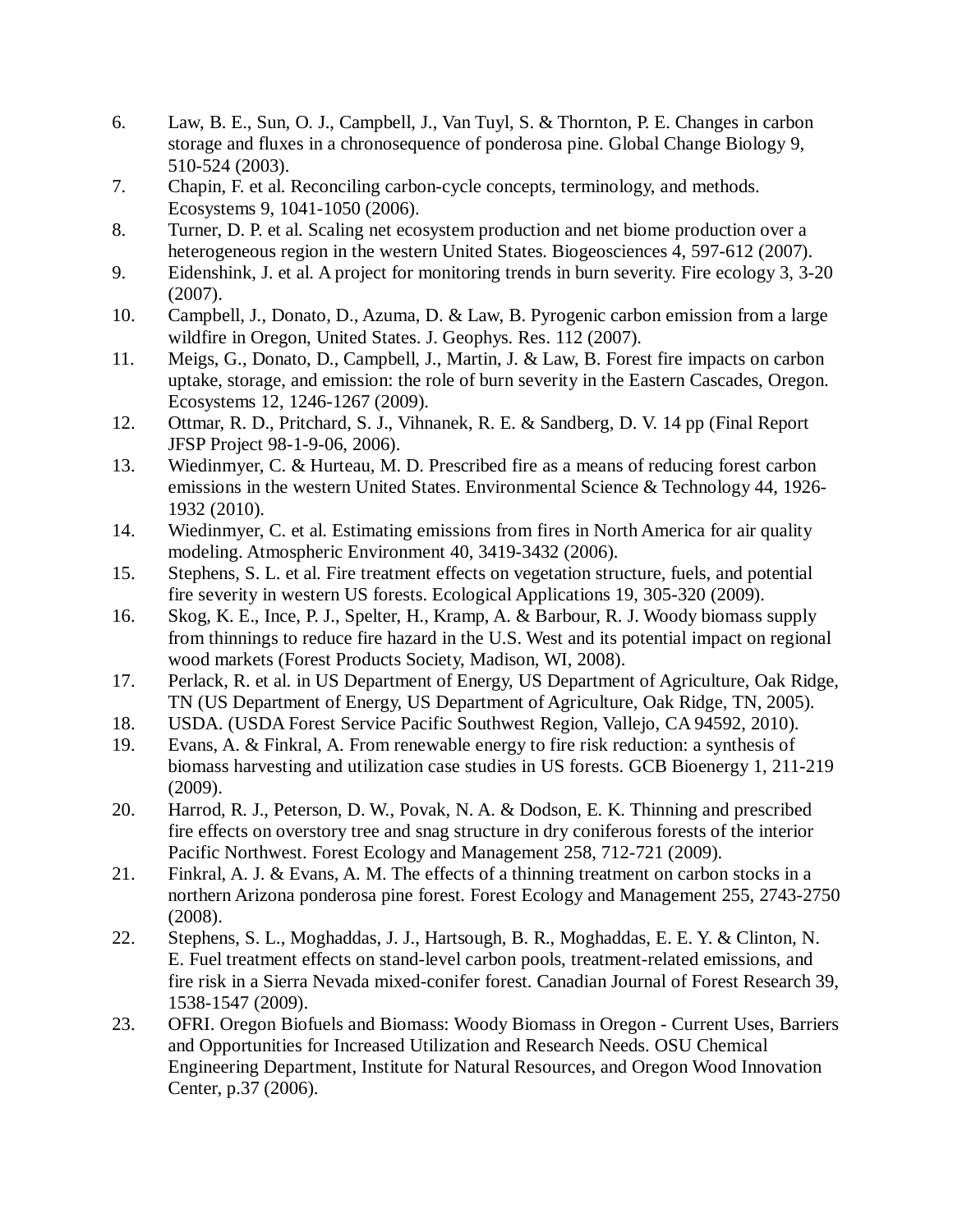6. Law, B. E., Sun, O. J., Campbell, J., Van Tuyl, S. & Thornton, P. E. Changes in carbon storage and fluxes in a chronosequence of ponderosa pine. Global Change Biology 9, 510-524 (2003).
7. Chapin, F. et al. Reconciling carbon-cycle concepts, terminology, and methods. Ecosystems 9, 1041-1050 (2006).
8. Turner, D. P. et al. Scaling net ecosystem production and net biome production over a heterogeneous region in the western United States. Biogeosciences 4, 597-612 (2007).
9. Eidenshink, J. et al. A project for monitoring trends in burn severity. Fire ecology 3, 3-20 (2007).
10. Campbell, J., Donato, D., Azuma, D. & Law, B. Pyrogenic carbon emission from a large wildfire in Oregon, United States. J. Geophys. Res. 112 (2007).
11. Meigs, G., Donato, D., Campbell, J., Martin, J. & Law, B. Forest fire impacts on carbon uptake, storage, and emission: the role of burn severity in the Eastern Cascades, Oregon. Ecosystems 12, 1246-1267 (2009).
12. Ottmar, R. D., Pritchard, S. J., Vihnanek, R. E. & Sandberg, D. V. 14 pp (Final Report JFSP Project 98-1-9-06, 2006).
13. Wiedinmyer, C. & Hurteau, M. D. Prescribed fire as a means of reducing forest carbon emissions in the western United States. Environmental Science & Technology 44, 1926-1932 (2010).
14. Wiedinmyer, C. et al. Estimating emissions from fires in North America for air quality modeling. Atmospheric Environment 40, 3419-3432 (2006).
15. Stephens, S. L. et al. Fire treatment effects on vegetation structure, fuels, and potential fire severity in western US forests. Ecological Applications 19, 305-320 (2009).
16. Skog, K. E., Ince, P. J., Spelter, H., Kramp, A. & Barbour, R. J. Woody biomass supply from thinnings to reduce fire hazard in the U.S. West and its potential impact on regional wood markets (Forest Products Society, Madison, WI, 2008).
17. Perlack, R. et al. in US Department of Energy, US Department of Agriculture, Oak Ridge, TN (US Department of Energy, US Department of Agriculture, Oak Ridge, TN, 2005).
18. USDA. (USDA Forest Service Pacific Southwest Region, Vallejo, CA 94592, 2010).
19. Evans, A. & Finkral, A. From renewable energy to fire risk reduction: a synthesis of biomass harvesting and utilization case studies in US forests. GCB Bioenergy 1, 211-219 (2009).
20. Harrod, R. J., Peterson, D. W., Povak, N. A. & Dodson, E. K. Thinning and prescribed fire effects on overstory tree and snag structure in dry coniferous forests of the interior Pacific Northwest. Forest Ecology and Management 258, 712-721 (2009).
21. Finkral, A. J. & Evans, A. M. The effects of a thinning treatment on carbon stocks in a northern Arizona ponderosa pine forest. Forest Ecology and Management 255, 2743-2750 (2008).
22. Stephens, S. L., Moghaddas, J. J., Hartsough, B. R., Moghaddas, E. E. Y. & Clinton, N. E. Fuel treatment effects on stand-level carbon pools, treatment-related emissions, and fire risk in a Sierra Nevada mixed-conifer forest. Canadian Journal of Forest Research 39, 1538-1547 (2009).
23. OFRI. Oregon Biofuels and Biomass: Woody Biomass in Oregon - Current Uses, Barriers and Opportunities for Increased Utilization and Research Needs. OSU Chemical Engineering Department, Institute for Natural Resources, and Oregon Wood Innovation Center, p.37 (2006).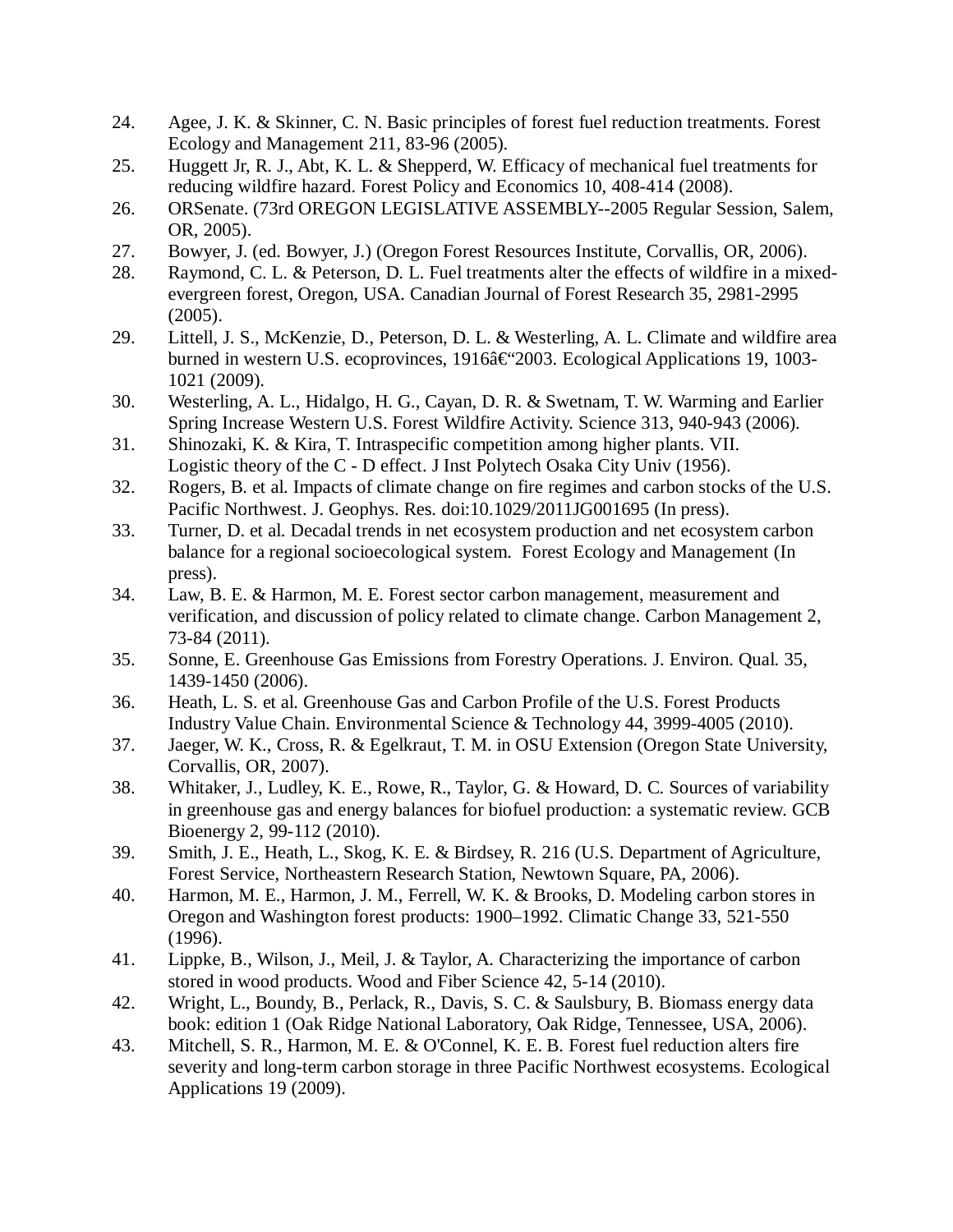24. Agee, J. K. & Skinner, C. N. Basic principles of forest fuel reduction treatments. Forest Ecology and Management 211, 83-96 (2005).
25. Huggett Jr, R. J., Abt, K. L. & Shepperd, W. Efficacy of mechanical fuel treatments for reducing wildfire hazard. Forest Policy and Economics 10, 408-414 (2008).
26. ORSenate. (73rd OREGON LEGISLATIVE ASSEMBLY--2005 Regular Session, Salem, OR, 2005).
27. Bowyer, J. (ed. Bowyer, J.) (Oregon Forest Resources Institute, Corvallis, OR, 2006).
28. Raymond, C. L. & Peterson, D. L. Fuel treatments alter the effects of wildfire in a mixed-evergreen forest, Oregon, USA. Canadian Journal of Forest Research 35, 2981-2995 (2005).
29. Littell, J. S., McKenzie, D., Peterson, D. L. & Westerling, A. L. Climate and wildfire area burned in western U.S. ecoprovinces, 1916â€“2003. Ecological Applications 19, 1003-1021 (2009).
30. Westerling, A. L., Hidalgo, H. G., Cayan, D. R. & Swetnam, T. W. Warming and Earlier Spring Increase Western U.S. Forest Wildfire Activity. Science 313, 940-943 (2006).
31. Shinozaki, K. & Kira, T. Intraspecific competition among higher plants. VII. Logistic theory of the C - D effect. J Inst Polytech Osaka City Univ (1956).
32. Rogers, B. et al. Impacts of climate change on fire regimes and carbon stocks of the U.S. Pacific Northwest. J. Geophys. Res. doi:10.1029/2011JG001695 (In press).
33. Turner, D. et al. Decadal trends in net ecosystem production and net ecosystem carbon balance for a regional socioecological system. Forest Ecology and Management (In press).
34. Law, B. E. & Harmon, M. E. Forest sector carbon management, measurement and verification, and discussion of policy related to climate change. Carbon Management 2, 73-84 (2011).
35. Sonne, E. Greenhouse Gas Emissions from Forestry Operations. J. Environ. Qual. 35, 1439-1450 (2006).
36. Heath, L. S. et al. Greenhouse Gas and Carbon Profile of the U.S. Forest Products Industry Value Chain. Environmental Science & Technology 44, 3999-4005 (2010).
37. Jaeger, W. K., Cross, R. & Egelkraut, T. M. in OSU Extension (Oregon State University, Corvallis, OR, 2007).
38. Whitaker, J., Ludley, K. E., Rowe, R., Taylor, G. & Howard, D. C. Sources of variability in greenhouse gas and energy balances for biofuel production: a systematic review. GCB Bioenergy 2, 99-112 (2010).
39. Smith, J. E., Heath, L., Skog, K. E. & Birdsey, R. 216 (U.S. Department of Agriculture, Forest Service, Northeastern Research Station, Newtown Square, PA, 2006).
40. Harmon, M. E., Harmon, J. M., Ferrell, W. K. & Brooks, D. Modeling carbon stores in Oregon and Washington forest products: 1900–1992. Climatic Change 33, 521-550 (1996).
41. Lippke, B., Wilson, J., Meil, J. & Taylor, A. Characterizing the importance of carbon stored in wood products. Wood and Fiber Science 42, 5-14 (2010).
42. Wright, L., Boundy, B., Perlack, R., Davis, S. C. & Saulsbury, B. Biomass energy data book: edition 1 (Oak Ridge National Laboratory, Oak Ridge, Tennessee, USA, 2006).
43. Mitchell, S. R., Harmon, M. E. & O'Connel, K. E. B. Forest fuel reduction alters fire severity and long-term carbon storage in three Pacific Northwest ecosystems. Ecological Applications 19 (2009).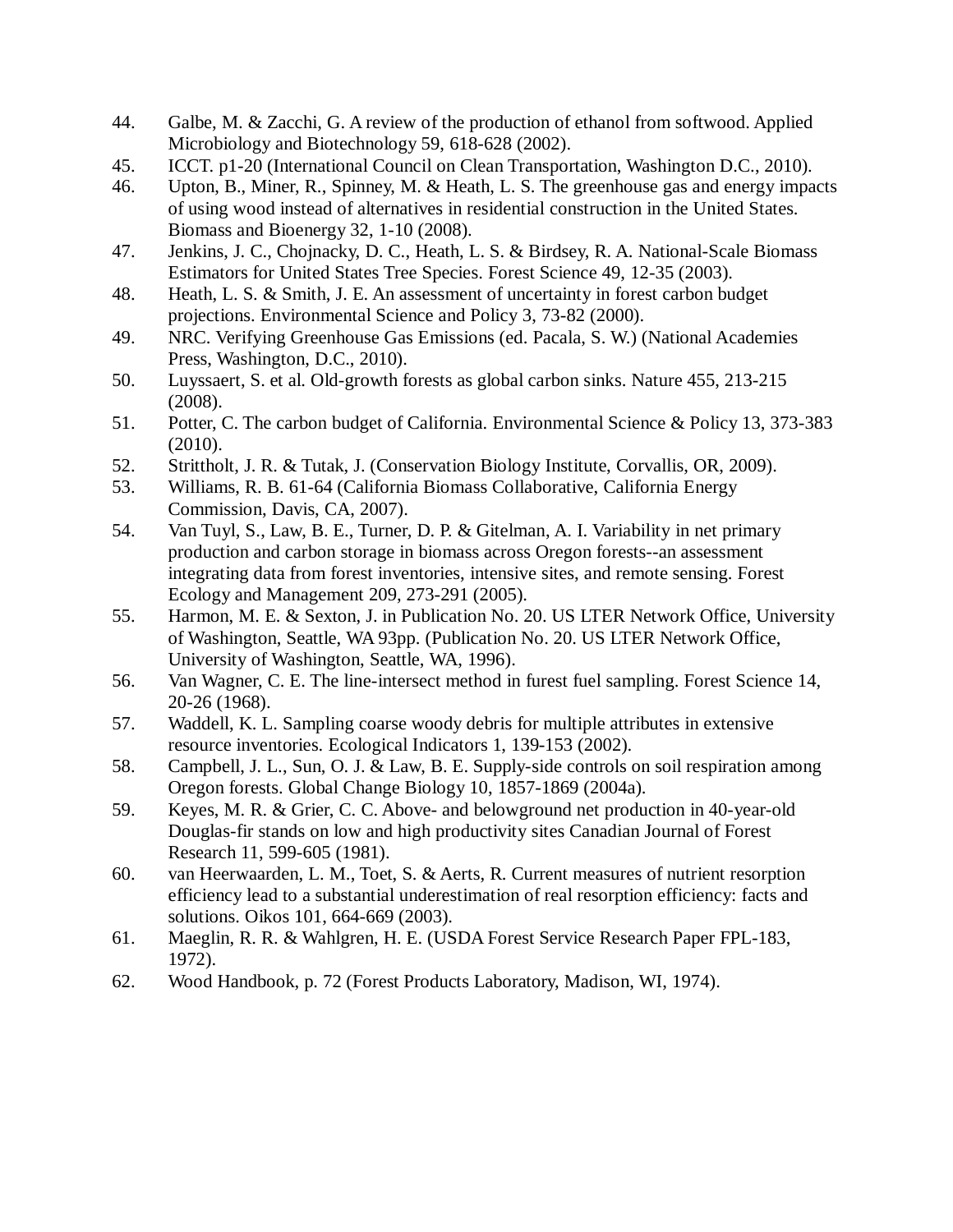44. Galbe, M. & Zacchi, G. A review of the production of ethanol from softwood. Applied Microbiology and Biotechnology 59, 618-628 (2002).
45. ICCT. p1-20 (International Council on Clean Transportation, Washington D.C., 2010).
46. Upton, B., Miner, R., Spinney, M. & Heath, L. S. The greenhouse gas and energy impacts of using wood instead of alternatives in residential construction in the United States. Biomass and Bioenergy 32, 1-10 (2008).
47. Jenkins, J. C., Chojnacky, D. C., Heath, L. S. & Birdsey, R. A. National-Scale Biomass Estimators for United States Tree Species. Forest Science 49, 12-35 (2003).
48. Heath, L. S. & Smith, J. E. An assessment of uncertainty in forest carbon budget projections. Environmental Science and Policy 3, 73-82 (2000).
49. NRC. Verifying Greenhouse Gas Emissions (ed. Pacala, S. W.) (National Academies Press, Washington, D.C., 2010).
50. Luyssaert, S. et al. Old-growth forests as global carbon sinks. Nature 455, 213-215 (2008).
51. Potter, C. The carbon budget of California. Environmental Science & Policy 13, 373-383 (2010).
52. Strittholt, J. R. & Tutak, J. (Conservation Biology Institute, Corvallis, OR, 2009).
53. Williams, R. B. 61-64 (California Biomass Collaborative, California Energy Commission, Davis, CA, 2007).
54. Van Tuyl, S., Law, B. E., Turner, D. P. & Gitelman, A. I. Variability in net primary production and carbon storage in biomass across Oregon forests--an assessment integrating data from forest inventories, intensive sites, and remote sensing. Forest Ecology and Management 209, 273-291 (2005).
55. Harmon, M. E. & Sexton, J. in Publication No. 20. US LTER Network Office, University of Washington, Seattle, WA 93pp. (Publication No. 20. US LTER Network Office, University of Washington, Seattle, WA, 1996).
56. Van Wagner, C. E. The line-intersect method in furest fuel sampling. Forest Science 14, 20-26 (1968).
57. Waddell, K. L. Sampling coarse woody debris for multiple attributes in extensive resource inventories. Ecological Indicators 1, 139-153 (2002).
58. Campbell, J. L., Sun, O. J. & Law, B. E. Supply-side controls on soil respiration among Oregon forests. Global Change Biology 10, 1857-1869 (2004a).
59. Keyes, M. R. & Grier, C. C. Above- and belowground net production in 40-year-old Douglas-fir stands on low and high productivity sites Canadian Journal of Forest Research 11, 599-605 (1981).
60. van Heerwaarden, L. M., Toet, S. & Aerts, R. Current measures of nutrient resorption efficiency lead to a substantial underestimation of real resorption efficiency: facts and solutions. Oikos 101, 664-669 (2003).
61. Maeglin, R. R. & Wahlgren, H. E. (USDA Forest Service Research Paper FPL-183, 1972).
62. Wood Handbook, p. 72 (Forest Products Laboratory, Madison, WI, 1974).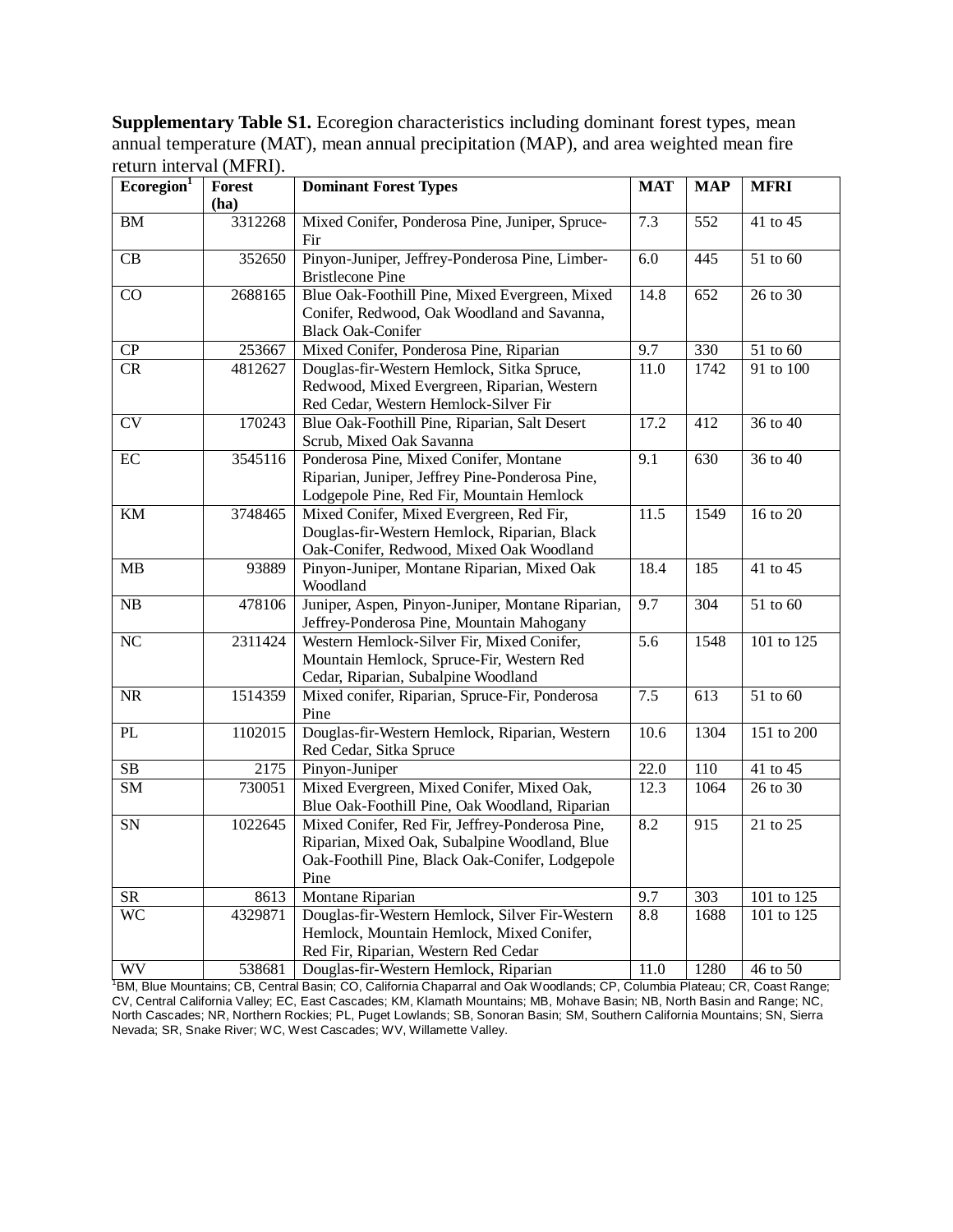**Supplementary Table S1.** Ecoregion characteristics including dominant forest types, mean annual temperature (MAT), mean annual precipitation (MAP), and area weighted mean fire return interval (MFRI).

| Ecoregion[1] | Forest (ha) | Dominant Forest Types | MAT | MAP | MFRI |
|---|---|---|---|---|---|
| BM | 3312268 | Mixed Conifer, Ponderosa Pine, Juniper, Spruce-Fir | 7.3 | 552 | 41 to 45 |
| CB | 352650 | Pinyon-Juniper, Jeffrey-Ponderosa Pine, Limber-Bristlecone Pine | 6.0 | 445 | 51 to 60 |
| CO | 2688165 | Blue Oak-Foothill Pine, Mixed Evergreen, Mixed Conifer, Redwood, Oak Woodland and Savanna, Black Oak-Conifer | 14.8 | 652 | 26 to 30 |
| CP | 253667 | Mixed Conifer, Ponderosa Pine, Riparian | 9.7 | 330 | 51 to 60 |
| CR | 4812627 | Douglas-fir-Western Hemlock, Sitka Spruce, Redwood, Mixed Evergreen, Riparian, Western Red Cedar, Western Hemlock-Silver Fir | 11.0 | 1742 | 91 to 100 |
| CV | 170243 | Blue Oak-Foothill Pine, Riparian, Salt Desert Scrub, Mixed Oak Savanna | 17.2 | 412 | 36 to 40 |
| EC | 3545116 | Ponderosa Pine, Mixed Conifer, Montane Riparian, Juniper, Jeffrey Pine-Ponderosa Pine, Lodgepole Pine, Red Fir, Mountain Hemlock | 9.1 | 630 | 36 to 40 |
| KM | 3748465 | Mixed Conifer, Mixed Evergreen, Red Fir, Douglas-fir-Western Hemlock, Riparian, Black Oak-Conifer, Redwood, Mixed Oak Woodland | 11.5 | 1549 | 16 to 20 |
| MB | 93889 | Pinyon-Juniper, Montane Riparian, Mixed Oak Woodland | 18.4 | 185 | 41 to 45 |
| NB | 478106 | Juniper, Aspen, Pinyon-Juniper, Montane Riparian, Jeffrey-Ponderosa Pine, Mountain Mahogany | 9.7 | 304 | 51 to 60 |
| NC | 2311424 | Western Hemlock-Silver Fir, Mixed Conifer, Mountain Hemlock, Spruce-Fir, Western Red Cedar, Riparian, Subalpine Woodland | 5.6 | 1548 | 101 to 125 |
| NR | 1514359 | Mixed conifer, Riparian, Spruce-Fir, Ponderosa Pine | 7.5 | 613 | 51 to 60 |
| PL | 1102015 | Douglas-fir-Western Hemlock, Riparian, Western Red Cedar, Sitka Spruce | 10.6 | 1304 | 151 to 200 |
| SB | 2175 | Pinyon-Juniper | 22.0 | 110 | 41 to 45 |
| SM | 730051 | Mixed Evergreen, Mixed Conifer, Mixed Oak, Blue Oak-Foothill Pine, Oak Woodland, Riparian | 12.3 | 1064 | 26 to 30 |
| SN | 1022645 | Mixed Conifer, Red Fir, Jeffrey-Ponderosa Pine, Riparian, Mixed Oak, Subalpine Woodland, Blue Oak-Foothill Pine, Black Oak-Conifer, Lodgepole Pine | 8.2 | 915 | 21 to 25 |
| SR | 8613 | Montane Riparian | 9.7 | 303 | 101 to 125 |
| WC | 4329871 | Douglas-fir-Western Hemlock, Silver Fir-Western Hemlock, Mountain Hemlock, Mixed Conifer, Red Fir, Riparian, Western Red Cedar | 8.8 | 1688 | 101 to 125 |
| WV | 538681 | Douglas-fir-Western Hemlock, Riparian | 11.0 | 1280 | 46 to 50 |

[1]BM, Blue Mountains; CB, Central Basin; CO, California Chaparral and Oak Woodlands; CP, Columbia Plateau; CR, Coast Range; CV, Central California Valley; EC, East Cascades; KM, Klamath Mountains; MB, Mohave Basin; NB, North Basin and Range; NC, North Cascades; NR, Northern Rockies; PL, Puget Lowlands; SB, Sonoran Basin; SM, Southern California Mountains; SN, Sierra Nevada; SR, Snake River; WC, West Cascades; WV, Willamette Valley.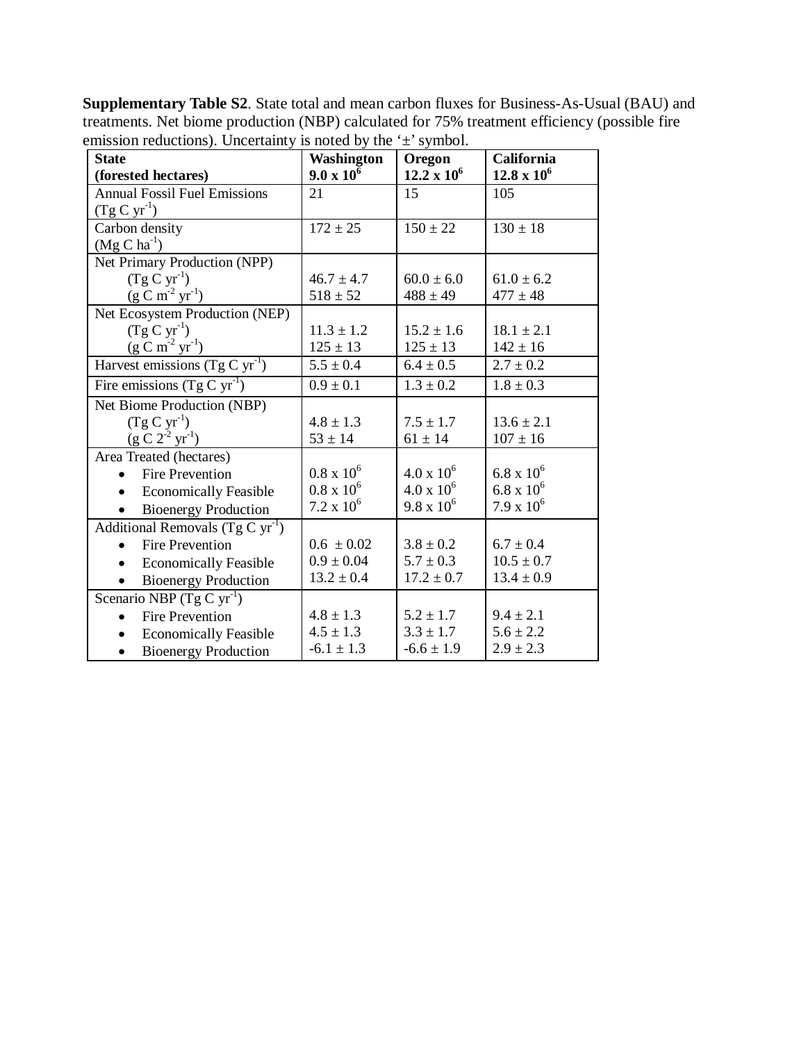**Supplementary Table S2**. State total and mean carbon fluxes for Business-As-Usual (BAU) and treatments. Net biome production (NBP) calculated for 75% treatment efficiency (possible fire emission reductions). Uncertainty is noted by the '±' symbol.

| **State (forested hectares)** | **Washington $9.0 \times 10^6$** | **Oregon $12.2 \times 10^6$** | **California $12.8 \times 10^6$** |
|---|---|---|---|
| Annual Fossil Fuel Emissions ($Tg\ C\ yr^{-1}$) | 21 | 15 | 105 |
| Carbon density ($Mg\ C\ ha^{-1}$) | 172 ± 25 | 150 ± 22 | 130 ± 18 |
| Net Primary Production (NPP) | | | |
| ($Tg\ C\ yr^{-1}$) | 46.7 ± 4.7 | 60.0 ± 6.0 | 61.0 ± 6.2 |
| ($g\ C\ m^{-2}\ yr^{-1}$) | 518 ± 52 | 488 ± 49 | 477 ± 48 |
| Net Ecosystem Production (NEP) | | | |
| ($Tg\ C\ yr^{-1}$) | 11.3 ± 1.2 | 15.2 ± 1.6 | 18.1 ± 2.1 |
| ($g\ C\ m^{-2}\ yr^{-1}$) | 125 ± 13 | 125 ± 13 | 142 ± 16 |
| Harvest emissions ($Tg\ C\ yr^{-1}$) | 5.5 ± 0.4 | 6.4 ± 0.5 | 2.7 ± 0.2 |
| Fire emissions ($Tg\ C\ yr^{-1}$) | 0.9 ± 0.1 | 1.3 ± 0.2 | 1.8 ± 0.3 |
| Net Biome Production (NBP) | | | |
| ($Tg\ C\ yr^{-1}$) | 4.8 ± 1.3 | 7.5 ± 1.7 | 13.6 ± 2.1 |
| ($g\ C\ 2^{-2}\ yr^{-1}$) | 53 ± 14 | 61 ± 14 | 107 ± 16 |
| Area Treated (hectares) | | | |
| • Fire Prevention | $0.8 \times 10^6$ | $4.0 \times 10^6$ | $6.8 \times 10^6$ |
| • Economically Feasible | $0.8 \times 10^6$ | $4.0 \times 10^6$ | $6.8 \times 10^6$ |
| • Bioenergy Production | $7.2 \times 10^6$ | $9.8 \times 10^6$ | $7.9 \times 10^6$ |
| Additional Removals ($Tg\ C\ yr^{-1}$) | | | |
| • Fire Prevention | 0.6 ± 0.02 | 3.8 ± 0.2 | 6.7 ± 0.4 |
| • Economically Feasible | 0.9 ± 0.04 | 5.7 ± 0.3 | 10.5 ± 0.7 |
| • Bioenergy Production | 13.2 ± 0.4 | 17.2 ± 0.7 | 13.4 ± 0.9 |
| Scenario NBP ($Tg\ C\ yr^{-1}$) | | | |
| • Fire Prevention | 4.8 ± 1.3 | 5.2 ± 1.7 | 9.4 ± 2.1 |
| • Economically Feasible | 4.5 ± 1.3 | 3.3 ± 1.7 | 5.6 ± 2.2 |
| • Bioenergy Production | -6.1 ± 1.3 | -6.6 ± 1.9 | 2.9 ± 2.3 |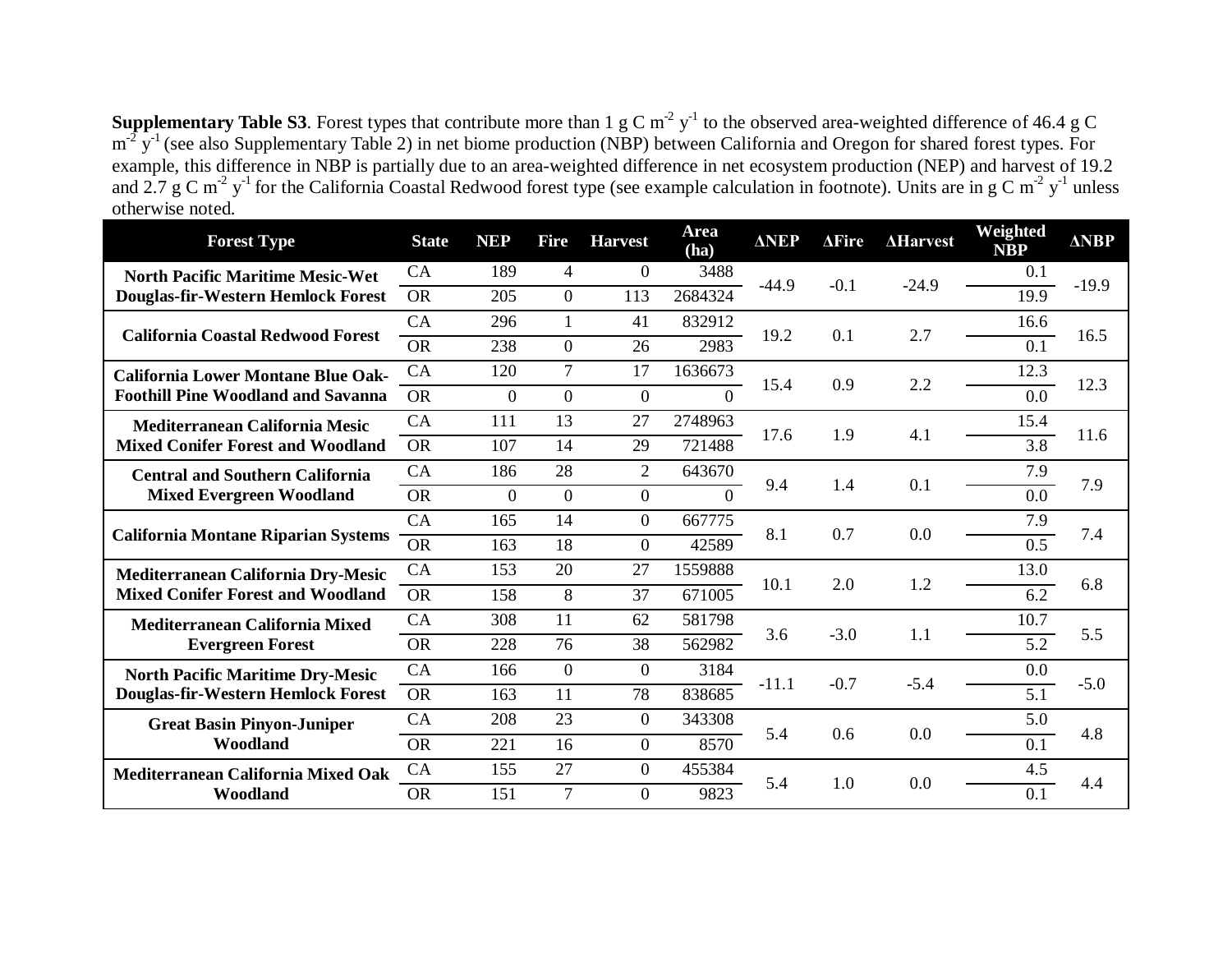**Supplementary Table S3**. Forest types that contribute more than 1 g C $m^{-2}$ $y^{-1}$ to the observed area-weighted difference of 46.4 g C $m^{-2}$ $y^{-1}$ (see also Supplementary Table 2) in net biome production (NBP) between California and Oregon for shared forest types. For example, this difference in NBP is partially due to an area-weighted difference in net ecosystem production (NEP) and harvest of 19.2 and 2.7 g C $m^{-2}$ $y^{-1}$ for the California Coastal Redwood forest type (see example calculation in footnote). Units are in g C $m^{-2}$ $y^{-1}$ unless otherwise noted.

| Forest Type | State | NEP | Fire | Harvest | Area (ha) | ΔNEP | ΔFire | ΔHarvest | Weighted NBP | ΔNBP |
|---|---|---|---|---|---|---|---|---|---|---|
| North Pacific Maritime Mesic-Wet Douglas-fir-Western Hemlock Forest | CA | 189 | 4 | 0 | 3488 | -44.9 | -0.1 | -24.9 | 0.1 | -19.9 |
| | OR | 205 | 0 | 113 | 2684324 | | | | 19.9 | |
| California Coastal Redwood Forest | CA | 296 | 1 | 41 | 832912 | 19.2 | 0.1 | 2.7 | 16.6 | 16.5 |
| | OR | 238 | 0 | 26 | 2983 | | | | 0.1 | |
| California Lower Montane Blue Oak-Foothill Pine Woodland and Savanna | CA | 120 | 7 | 17 | 1636673 | 15.4 | 0.9 | 2.2 | 12.3 | 12.3 |
| | OR | 0 | 0 | 0 | 0 | | | | 0.0 | |
| Mediterranean California Mesic Mixed Conifer Forest and Woodland | CA | 111 | 13 | 27 | 2748963 | 17.6 | 1.9 | 4.1 | 15.4 | 11.6 |
| | OR | 107 | 14 | 29 | 721488 | | | | 3.8 | |
| Central and Southern California Mixed Evergreen Woodland | CA | 186 | 28 | 2 | 643670 | 9.4 | 1.4 | 0.1 | 7.9 | 7.9 |
| | OR | 0 | 0 | 0 | 0 | | | | 0.0 | |
| California Montane Riparian Systems | CA | 165 | 14 | 0 | 667775 | 8.1 | 0.7 | 0.0 | 7.9 | 7.4 |
| | OR | 163 | 18 | 0 | 42589 | | | | 0.5 | |
| Mediterranean California Dry-Mesic Mixed Conifer Forest and Woodland | CA | 153 | 20 | 27 | 1559888 | 10.1 | 2.0 | 1.2 | 13.0 | 6.8 |
| | OR | 158 | 8 | 37 | 671005 | | | | 6.2 | |
| Mediterranean California Mixed Evergreen Forest | CA | 308 | 11 | 62 | 581798 | 3.6 | -3.0 | 1.1 | 10.7 | 5.5 |
| | OR | 228 | 76 | 38 | 562982 | | | | 5.2 | |
| North Pacific Maritime Dry-Mesic Douglas-fir-Western Hemlock Forest | CA | 166 | 0 | 0 | 3184 | -11.1 | -0.7 | -5.4 | 0.0 | -5.0 |
| | OR | 163 | 11 | 78 | 838685 | | | | 5.1 | |
| Great Basin Pinyon-Juniper Woodland | CA | 208 | 23 | 0 | 343308 | 5.4 | 0.6 | 0.0 | 5.0 | 4.8 |
| | OR | 221 | 16 | 0 | 8570 | | | | 0.1 | |
| Mediterranean California Mixed Oak Woodland | CA | 155 | 27 | 0 | 455384 | 5.4 | 1.0 | 0.0 | 4.5 | 4.4 |
| | OR | 151 | 7 | 0 | 9823 | | | | 0.1 | |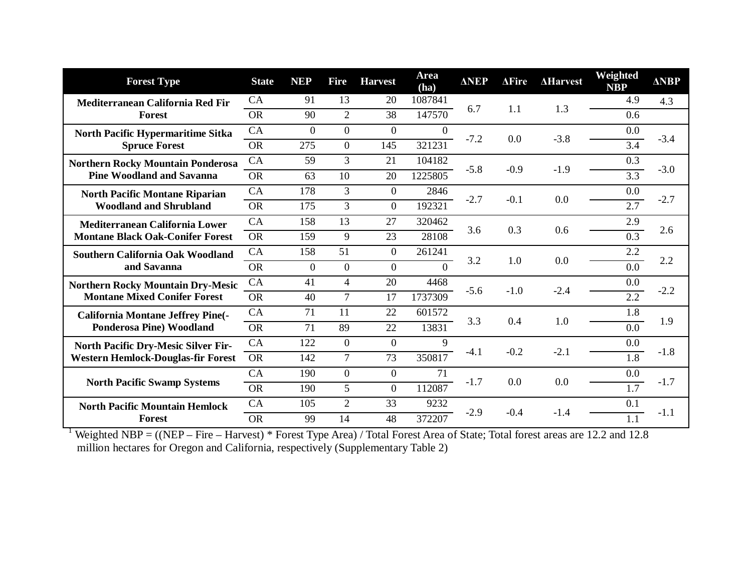| Forest Type | State | NEP | Fire | Harvest | Area (ha) | ΔNEP | ΔFire | ΔHarvest | Weighted NBP | ΔNBP |
|---|---|---|---|---|---|---|---|---|---|---|
| Mediterranean California Red Fir Forest | CA | 91 | 13 | 20 | 1087841 | 6.7 | 1.1 | 1.3 | 4.9 | 4.3 |
| | OR | 90 | 2 | 38 | 147570 | | | | 0.6 | |
| North Pacific Hypermaritime Sitka Spruce Forest | CA | 0 | 0 | 0 | 0 | -7.2 | 0.0 | -3.8 | 0.0 | -3.4 |
| | OR | 275 | 0 | 145 | 321231 | | | | 3.4 | |
| Northern Rocky Mountain Ponderosa Pine Woodland and Savanna | CA | 59 | 3 | 21 | 104182 | -5.8 | -0.9 | -1.9 | 0.3 | -3.0 |
| | OR | 63 | 10 | 20 | 1225805 | | | | 3.3 | |
| North Pacific Montane Riparian Woodland and Shrubland | CA | 178 | 3 | 0 | 2846 | -2.7 | -0.1 | 0.0 | 0.0 | -2.7 |
| | OR | 175 | 3 | 0 | 192321 | | | | 2.7 | |
| Mediterranean California Lower Montane Black Oak-Conifer Forest | CA | 158 | 13 | 27 | 320462 | 3.6 | 0.3 | 0.6 | 2.9 | 2.6 |
| | OR | 159 | 9 | 23 | 28108 | | | | 0.3 | |
| Southern California Oak Woodland and Savanna | CA | 158 | 51 | 0 | 261241 | 3.2 | 1.0 | 0.0 | 2.2 | 2.2 |
| | OR | 0 | 0 | 0 | 0 | | | | 0.0 | |
| Northern Rocky Mountain Dry-Mesic Montane Mixed Conifer Forest | CA | 41 | 4 | 20 | 4468 | -5.6 | -1.0 | -2.4 | 0.0 | -2.2 |
| | OR | 40 | 7 | 17 | 1737309 | | | | 2.2 | |
| California Montane Jeffrey Pine(-Ponderosa Pine) Woodland | CA | 71 | 11 | 22 | 601572 | 3.3 | 0.4 | 1.0 | 1.8 | 1.9 |
| | OR | 71 | 89 | 22 | 13831 | | | | 0.0 | |
| North Pacific Dry-Mesic Silver Fir-Western Hemlock-Douglas-fir Forest | CA | 122 | 0 | 0 | 9 | -4.1 | -0.2 | -2.1 | 0.0 | -1.8 |
| | OR | 142 | 7 | 73 | 350817 | | | | 1.8 | |
| North Pacific Swamp Systems | CA | 190 | 0 | 0 | 71 | -1.7 | 0.0 | 0.0 | 0.0 | -1.7 |
| | OR | 190 | 5 | 0 | 112087 | | | | 1.7 | |
| North Pacific Mountain Hemlock Forest | CA | 105 | 2 | 33 | 9232 | -2.9 | -0.4 | -1.4 | 0.1 | -1.1 |
| | OR | 99 | 14 | 48 | 372207 | | | | 1.1 | |

[1] Weighted NBP = ((NEP – Fire – Harvest) * Forest Type Area) / Total Forest Area of State; Total forest areas are 12.2 and 12.8 million hectares for Oregon and California, respectively (Supplementary Table 2)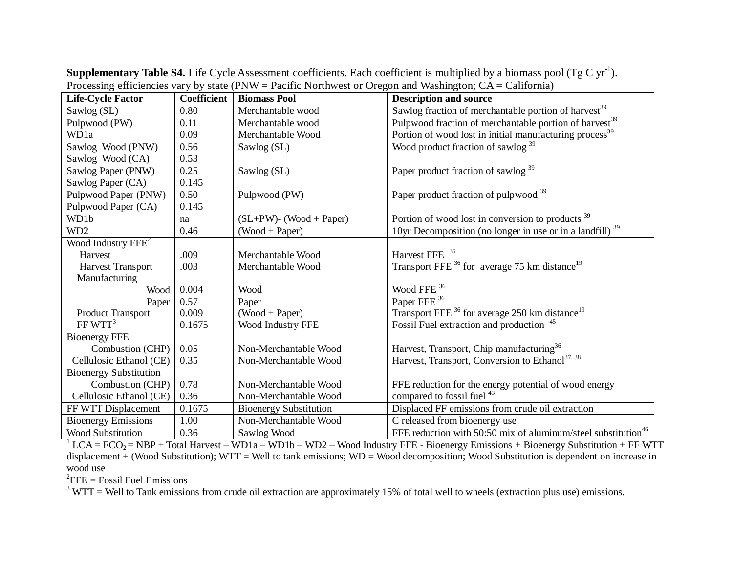**Supplementary Table S4.** Life Cycle Assessment coefficients. Each coefficient is multiplied by a biomass pool (Tg C $yr^{-1}$). Processing efficiencies vary by state (PNW = Pacific Northwest or Oregon and Washington; CA = California)

| Life-Cycle Factor | Coefficient | Biomass Pool | Description and source |
|---|---|---|---|
| Sawlog (SL) | 0.80 | Merchantable wood | Sawlog fraction of merchantable portion of harvest[39] |
| Pulpwood (PW) | 0.11 | Merchantable wood | Pulpwood fraction of merchantable portion of harvest[39] |
| WD1a | 0.09 | Merchantable Wood | Portion of wood lost in initial manufacturing process[39] |
| Sawlog Wood (PNW)<br>Sawlog Wood (CA) | 0.56<br>0.53 | Sawlog (SL) | Wood product fraction of sawlog [39] |
| Sawlog Paper (PNW)<br>Sawlog Paper (CA) | 0.25<br>0.145 | Sawlog (SL) | Paper product fraction of sawlog [39] |
| Pulpwood Paper (PNW)<br>Pulpwood Paper (CA) | 0.50<br>0.145 | Pulpwood (PW) | Paper product fraction of pulpwood [39] |
| WD1b | na | (SL+PW)- (Wood + Paper) | Portion of wood lost in conversion to products [39] |
| WD2 | 0.46 | (Wood + Paper) | 10yr Decomposition (no longer in use or in a landfill) [39] |
| Wood Industry FFE[2] | | | |
| Harvest | .009 | Merchantable Wood | Harvest FFE [35] |
| Harvest Transport | .003 | Merchantable Wood | Transport FFE [36] for average 75 km distance[19] |
| Manufacturing | | | |
| Wood | 0.004 | Wood | Wood FFE [36] |
| Paper | 0.57 | Paper | Paper FFE [36] |
| Product Transport | 0.009 | (Wood + Paper) | Transport FFE [36] for average 250 km distance[19] |
| FF WTT[3] | 0.1675 | Wood Industry FFE | Fossil Fuel extraction and production [45] |
| Bioenergy FFE | | | |
| Combustion (CHP) | 0.05 | Non-Merchantable Wood | Harvest, Transport, Chip manufacturing[36] |
| Cellulosic Ethanol (CE) | 0.35 | Non-Merchantable Wood | Harvest, Transport, Conversion to Ethanol[37, 38] |
| Bioenergy Substitution | | | |
| Combustion (CHP) | 0.78 | Non-Merchantable Wood | FFE reduction for the energy potential of wood energy |
| Cellulosic Ethanol (CE) | 0.36 | Non-Merchantable Wood | compared to fossil fuel [43] |
| FF WTT Displacement | 0.1675 | Bioenergy Substitution | Displaced FF emissions from crude oil extraction |
| Bioenergy Emissions | 1.00 | Non-Merchantable Wood | C released from bioenergy use |
| Wood Substitution | 0.36 | Sawlog Wood | FFE reduction with 50:50 mix of aluminum/steel substitution[46] |

[1] LCA = $FCO_2$ = NBP + Total Harvest – WD1a – WD1b – WD2 – Wood Industry FFE - Bioenergy Emissions + Bioenergy Substitution + FF WTT displacement + (Wood Substitution); WTT = Well to tank emissions; WD = Wood decomposition; Wood Substitution is dependent on increase in wood use

[2] FFE = Fossil Fuel Emissions

[3] WTT = Well to Tank emissions from crude oil extraction are approximately 15% of total well to wheels (extraction plus use) emissions.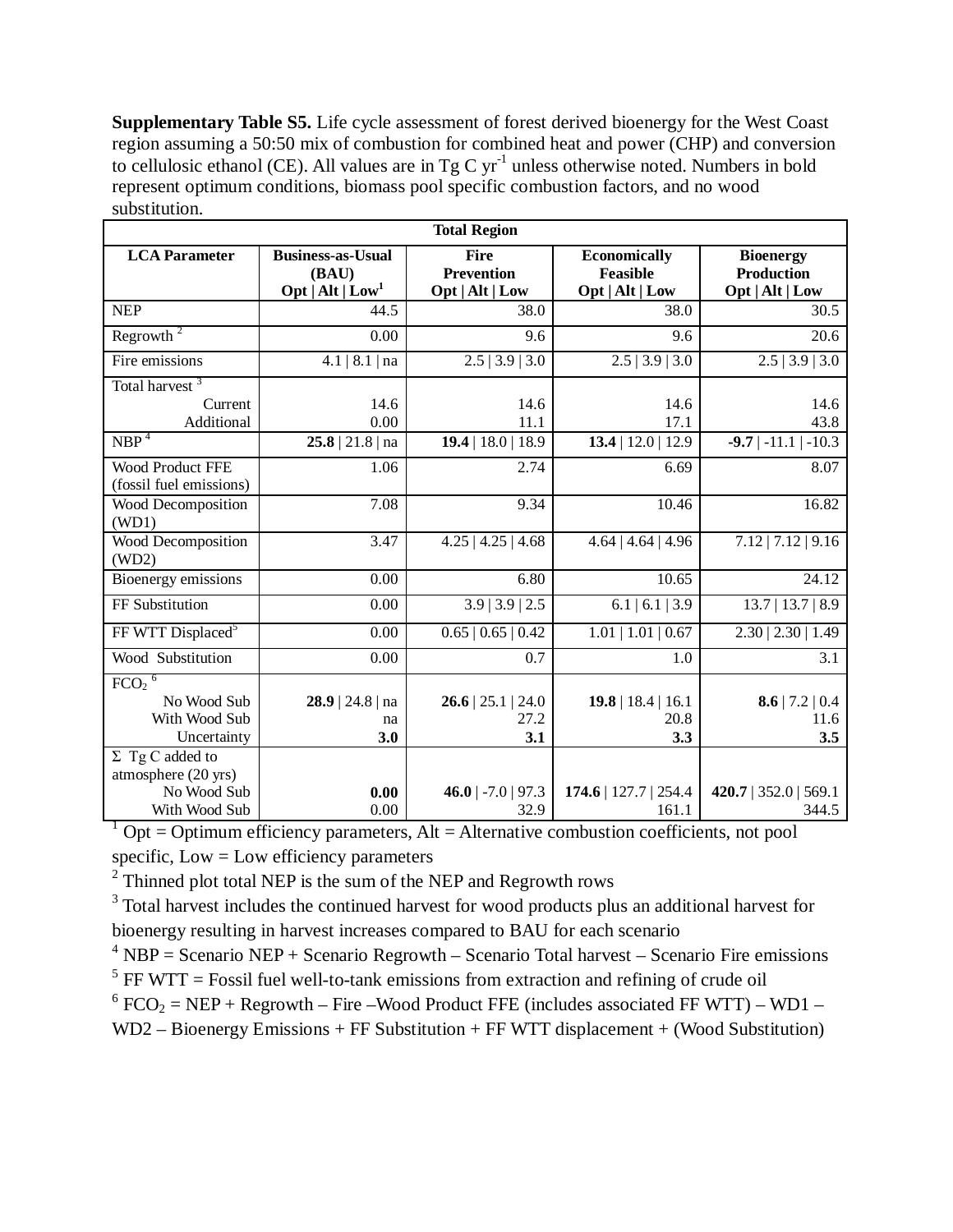**Supplementary Table S5.** Life cycle assessment of forest derived bioenergy for the West Coast region assuming a 50:50 mix of combustion for combined heat and power (CHP) and conversion to cellulosic ethanol (CE). All values are in Tg C yr$^{-1}$ unless otherwise noted. Numbers in bold represent optimum conditions, biomass pool specific combustion factors, and no wood substitution.

| Total Region | | | | |
|---|---|---|---|---|
| **LCA Parameter** | **Business-as-Usual (BAU) Opt \| Alt \| Low[1]** | **Fire Prevention Opt \| Alt \| Low** | **Economically Feasible Opt \| Alt \| Low** | **Bioenergy Production Opt \| Alt \| Low** |
| NEP | 44.5 | 38.0 | 38.0 | 30.5 |
| Regrowth [2] | 0.00 | 9.6 | 9.6 | 20.6 |
| Fire emissions | 4.1 \| 8.1 \| na | 2.5 \| 3.9 \| 3.0 | 2.5 \| 3.9 \| 3.0 | 2.5 \| 3.9 \| 3.0 |
| Total harvest [3] | | | | |
| Current | 14.6 | 14.6 | 14.6 | 14.6 |
| Additional | 0.00 | 11.1 | 17.1 | 43.8 |
| NBP [4] | **25.8** \| 21.8 \| na | **19.4** \| 18.0 \| 18.9 | **13.4** \| 12.0 \| 12.9 | **-9.7** \| -11.1 \| -10.3 |
| Wood Product FFE (fossil fuel emissions) | 1.06 | 2.74 | 6.69 | 8.07 |
| Wood Decomposition (WD1) | 7.08 | 9.34 | 10.46 | 16.82 |
| Wood Decomposition (WD2) | 3.47 | 4.25 \| 4.25 \| 4.68 | 4.64 \| 4.64 \| 4.96 | 7.12 \| 7.12 \| 9.16 |
| Bioenergy emissions | 0.00 | 6.80 | 10.65 | 24.12 |
| FF Substitution | 0.00 | 3.9 \| 3.9 \| 2.5 | 6.1 \| 6.1 \| 3.9 | 13.7 \| 13.7 \| 8.9 |
| FF WTT Displaced[5] | 0.00 | 0.65 \| 0.65 \| 0.42 | 1.01 \| 1.01 \| 0.67 | 2.30 \| 2.30 \| 1.49 |
| Wood Substitution | 0.00 | 0.7 | 1.0 | 3.1 |
| $FCO_2$ [6] | | | | |
| No Wood Sub | **28.9** \| 24.8 \| na | **26.6** \| 25.1 \| 24.0 | **19.8** \| 18.4 \| 16.1 | **8.6** \| 7.2 \| 0.4 |
| With Wood Sub | na | 27.2 | 20.8 | 11.6 |
| Uncertainty | **3.0** | **3.1** | **3.3** | **3.5** |
| Σ Tg C added to atmosphere (20 yrs) | | | | |
| No Wood Sub | **0.00** | **46.0** \| -7.0 \| 97.3 | **174.6** \| 127.7 \| 254.4 | **420.7** \| 352.0 \| 569.1 |
| With Wood Sub | 0.00 | 32.9 | 161.1 | 344.5 |

[1] Opt = Optimum efficiency parameters, Alt = Alternative combustion coefficients, not pool specific, Low = Low efficiency parameters

[2] Thinned plot total NEP is the sum of the NEP and Regrowth rows

[3] Total harvest includes the continued harvest for wood products plus an additional harvest for bioenergy resulting in harvest increases compared to BAU for each scenario

[4] NBP = Scenario NEP + Scenario Regrowth – Scenario Total harvest – Scenario Fire emissions

[5] FF WTT = Fossil fuel well-to-tank emissions from extraction and refining of crude oil

[6] $FCO_2$ = NEP + Regrowth – Fire –Wood Product FFE (includes associated FF WTT) – WD1 – WD2 – Bioenergy Emissions + FF Substitution + FF WTT displacement + (Wood Substitution)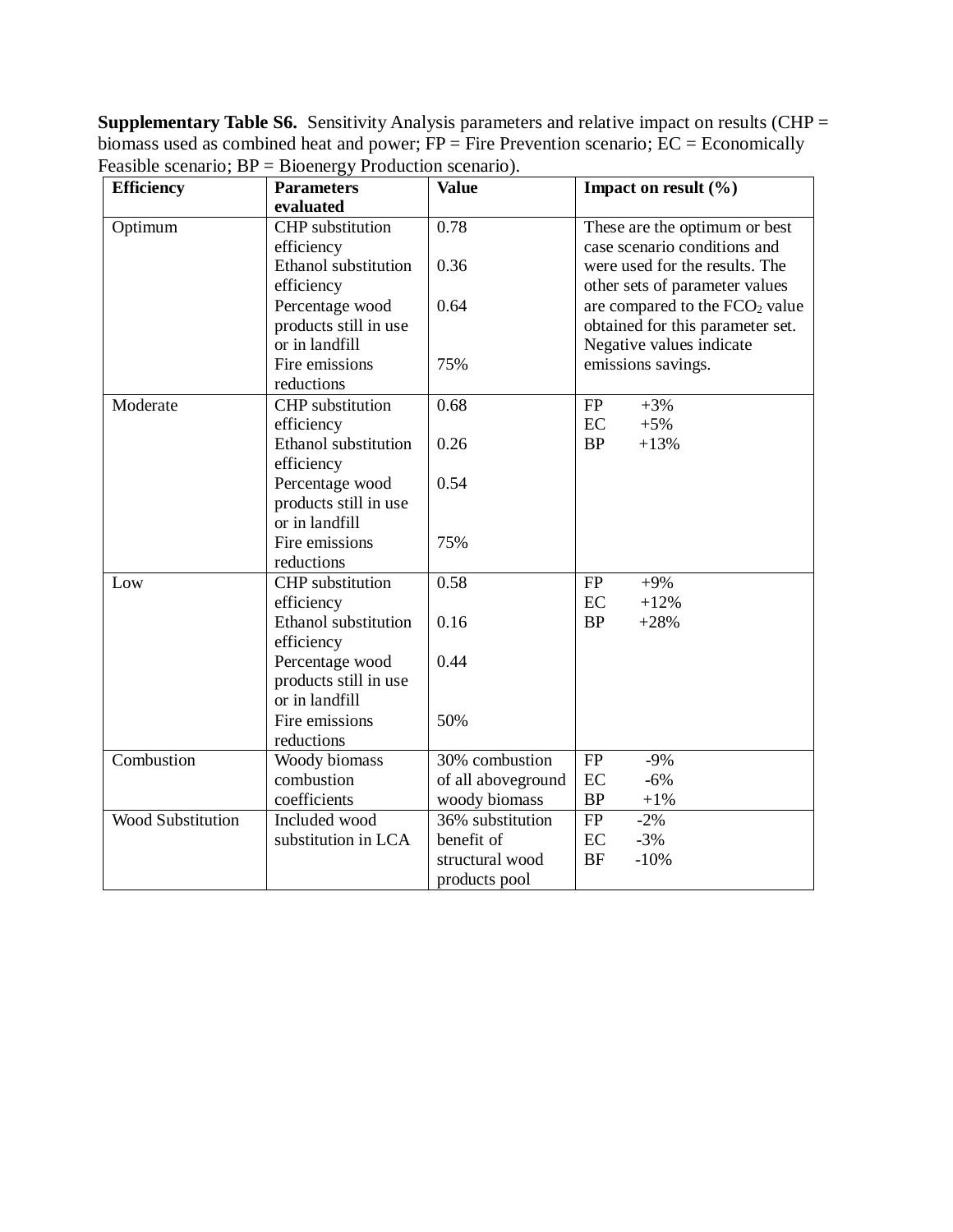**Supplementary Table S6.** Sensitivity Analysis parameters and relative impact on results (CHP = biomass used as combined heat and power; FP = Fire Prevention scenario; EC = Economically Feasible scenario; BP = Bioenergy Production scenario).

| **Efficiency** | **Parameters evaluated** | **Value** | **Impact on result (%)** |
|---|---|---|---|
| Optimum | CHP substitution efficiency<br>Ethanol substitution efficiency<br>Percentage wood products still in use or in landfill<br>Fire emissions reductions | 0.78<br>0.36<br>0.64<br>75% | These are the optimum or best case scenario conditions and were used for the results. The other sets of parameter values are compared to the $FCO_2$ value obtained for this parameter set. Negative values indicate emissions savings. |
| Moderate | CHP substitution efficiency<br>Ethanol substitution efficiency<br>Percentage wood products still in use or in landfill<br>Fire emissions reductions | 0.68<br>0.26<br>0.54<br>75% | FP +3%<br>EC +5%<br>BP +13% |
| Low | CHP substitution efficiency<br>Ethanol substitution efficiency<br>Percentage wood products still in use or in landfill<br>Fire emissions reductions | 0.58<br>0.16<br>0.44<br>50% | FP +9%<br>EC +12%<br>BP +28% |
| Combustion | Woody biomass combustion coefficients | 30% combustion of all aboveground woody biomass | FP -9%<br>EC -6%<br>BP +1% |
| Wood Substitution | Included wood substitution in LCA | 36% substitution benefit of structural wood products pool | FP -2%<br>EC -3%<br>BF -10% |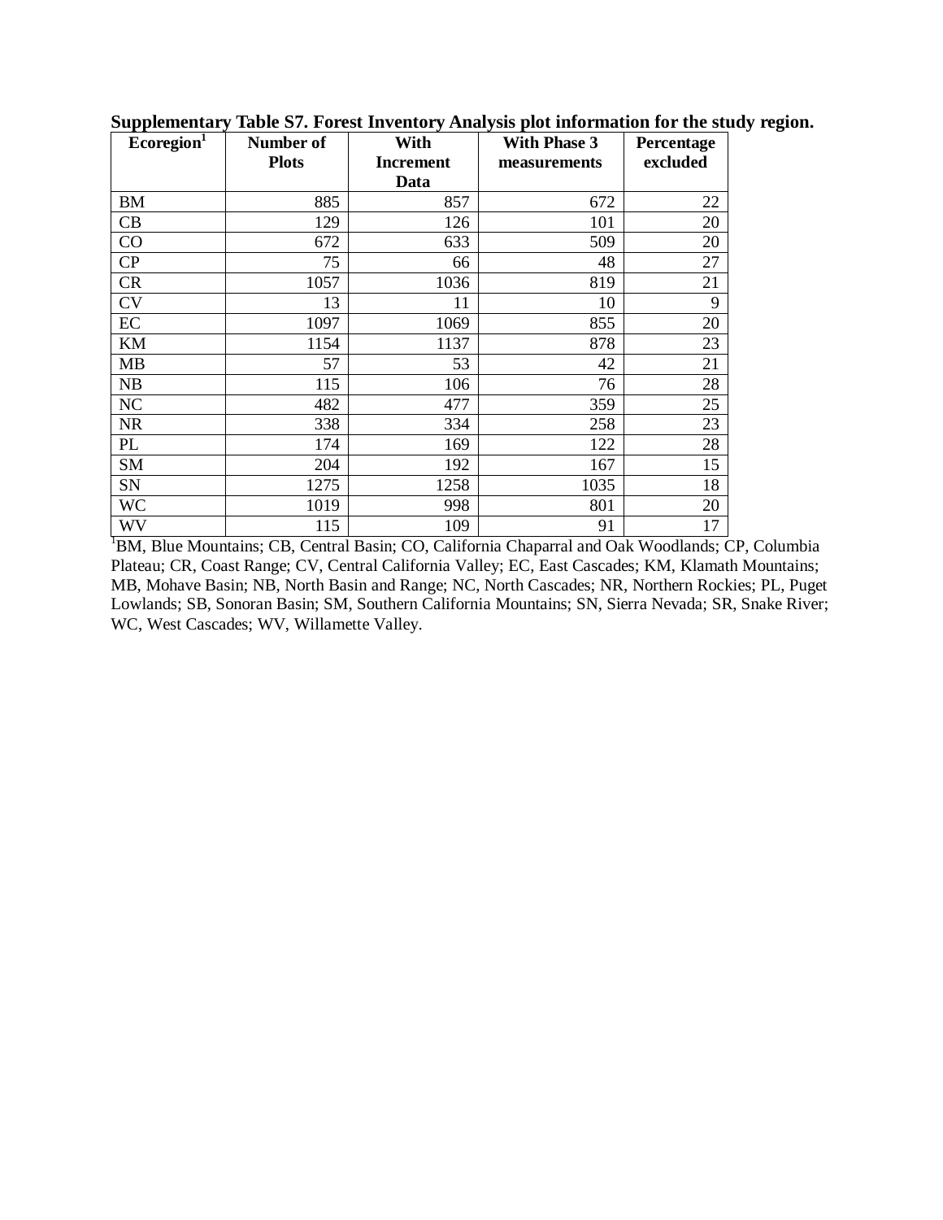**Supplementary Table S7. Forest Inventory Analysis plot information for the study region.**

| Ecoregion[1] | Number of Plots | With Increment Data | With Phase 3 measurements | Percentage excluded |
|---|---|---|---|---|
| BM | 885 | 857 | 672 | 22 |
| CB | 129 | 126 | 101 | 20 |
| CO | 672 | 633 | 509 | 20 |
| CP | 75 | 66 | 48 | 27 |
| CR | 1057 | 1036 | 819 | 21 |
| CV | 13 | 11 | 10 | 9 |
| EC | 1097 | 1069 | 855 | 20 |
| KM | 1154 | 1137 | 878 | 23 |
| MB | 57 | 53 | 42 | 21 |
| NB | 115 | 106 | 76 | 28 |
| NC | 482 | 477 | 359 | 25 |
| NR | 338 | 334 | 258 | 23 |
| PL | 174 | 169 | 122 | 28 |
| SM | 204 | 192 | 167 | 15 |
| SN | 1275 | 1258 | 1035 | 18 |
| WC | 1019 | 998 | 801 | 20 |
| WV | 115 | 109 | 91 | 17 |

[1]BM, Blue Mountains; CB, Central Basin; CO, California Chaparral and Oak Woodlands; CP, Columbia Plateau; CR, Coast Range; CV, Central California Valley; EC, East Cascades; KM, Klamath Mountains; MB, Mohave Basin; NB, North Basin and Range; NC, North Cascades; NR, Northern Rockies; PL, Puget Lowlands; SB, Sonoran Basin; SM, Southern California Mountains; SN, Sierra Nevada; SR, Snake River; WC, West Cascades; WV, Willamette Valley.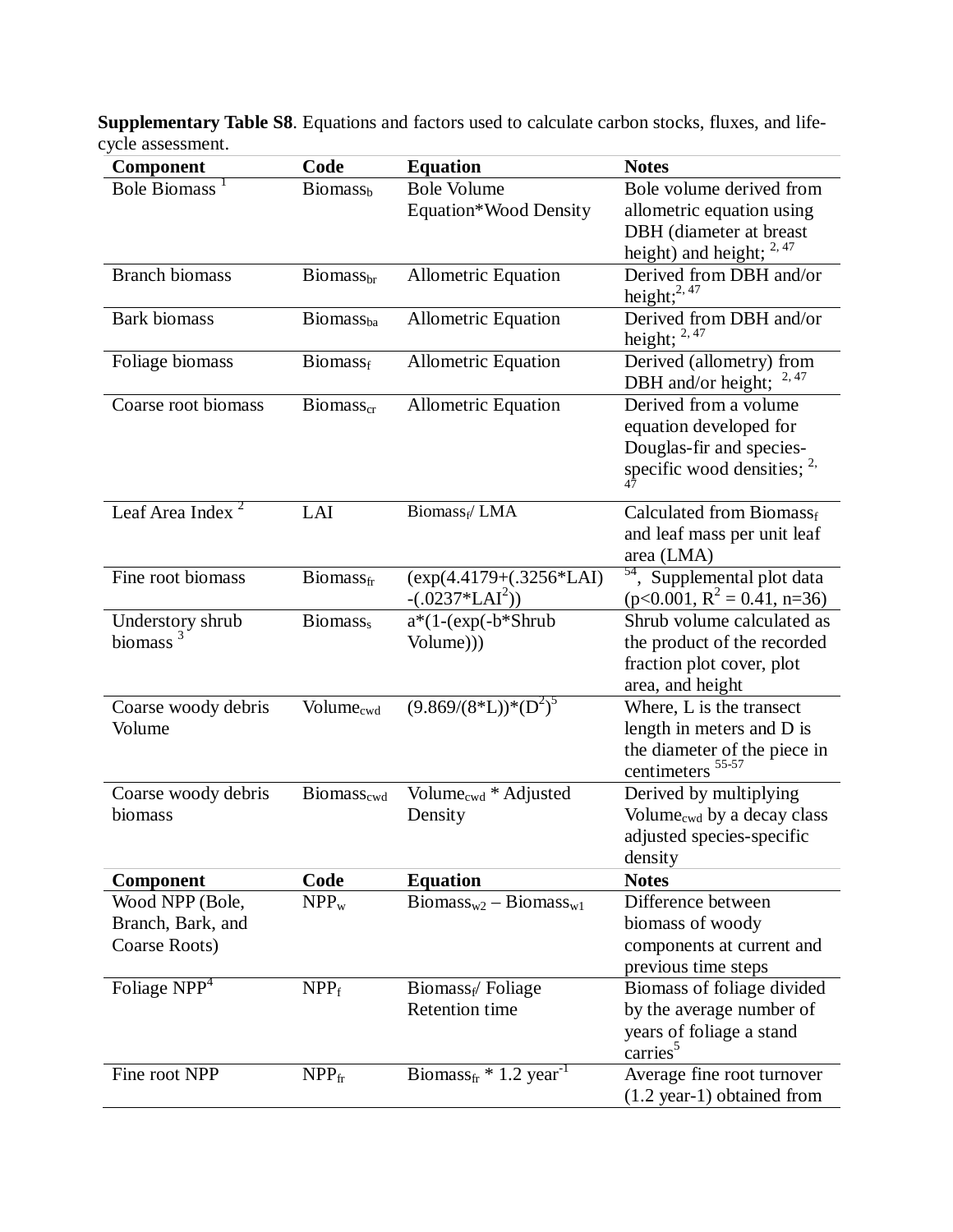**Supplementary Table S8**. Equations and factors used to calculate carbon stocks, fluxes, and life-cycle assessment.

| Component | Code | Equation | Notes |
|---|---|---|---|
| Bole Biomass [1] | $Biomass_b$ | Bole Volume Equation*Wood Density | Bole volume derived from allometric equation using DBH (diameter at breast height) and height; [2, 47] |
| Branch biomass | $Biomass_{br}$ | Allometric Equation | Derived from DBH and/or height;[2, 47] |
| Bark biomass | $Biomass_{ba}$ | Allometric Equation | Derived from DBH and/or height; [2, 47] |
| Foliage biomass | $Biomass_f$ | Allometric Equation | Derived (allometry) from DBH and/or height; [2, 47] |
| Coarse root biomass | $Biomass_{cr}$ | Allometric Equation | Derived from a volume equation developed for Douglas-fir and species-specific wood densities; [2, 47] |
| Leaf Area Index [2] | LAI | $Biomass_f$/ LMA | Calculated from $Biomass_f$ and leaf mass per unit leaf area (LMA) |
| Fine root biomass | $Biomass_{fr}$ | $(\exp(4.4179+(.3256*LAI)-(.0237*LAI^2))$ | [54], Supplemental plot data ($p<0.001$, $R^2 = 0.41$, n=36) |
| Understory shrub biomass [3] | $Biomass_s$ | a*(1-(exp(-b*Shrub Volume))) | Shrub volume calculated as the product of the recorded fraction plot cover, plot area, and height |
| Coarse woody debris Volume | $Volume_{cwd}$ | $(9.869/(8*L))*(D^2)^5$ | Where, L is the transect length in meters and D is the diameter of the piece in centimeters [55-57] |
| Coarse woody debris biomass | $Biomass_{cwd}$ | $Volume_{cwd}$ * Adjusted Density | Derived by multiplying $Volume_{cwd}$ by a decay class adjusted species-specific density |
| **Component** | **Code** | **Equation** | **Notes** |
| Wood NPP (Bole, Branch, Bark, and Coarse Roots) | $NPP_w$ | $Biomass_{w2} – Biomass_{w1}$ | Difference between biomass of woody components at current and previous time steps |
| Foliage NPP[4] | $NPP_f$ | $Biomass_f$/ Foliage Retention time | Biomass of foliage divided by the average number of years of foliage a stand carries[5] |
| Fine root NPP | $NPP_{fr}$ | $Biomass_{fr}$ * 1.2 $year^{-1}$ | Average fine root turnover (1.2 year-1) obtained from |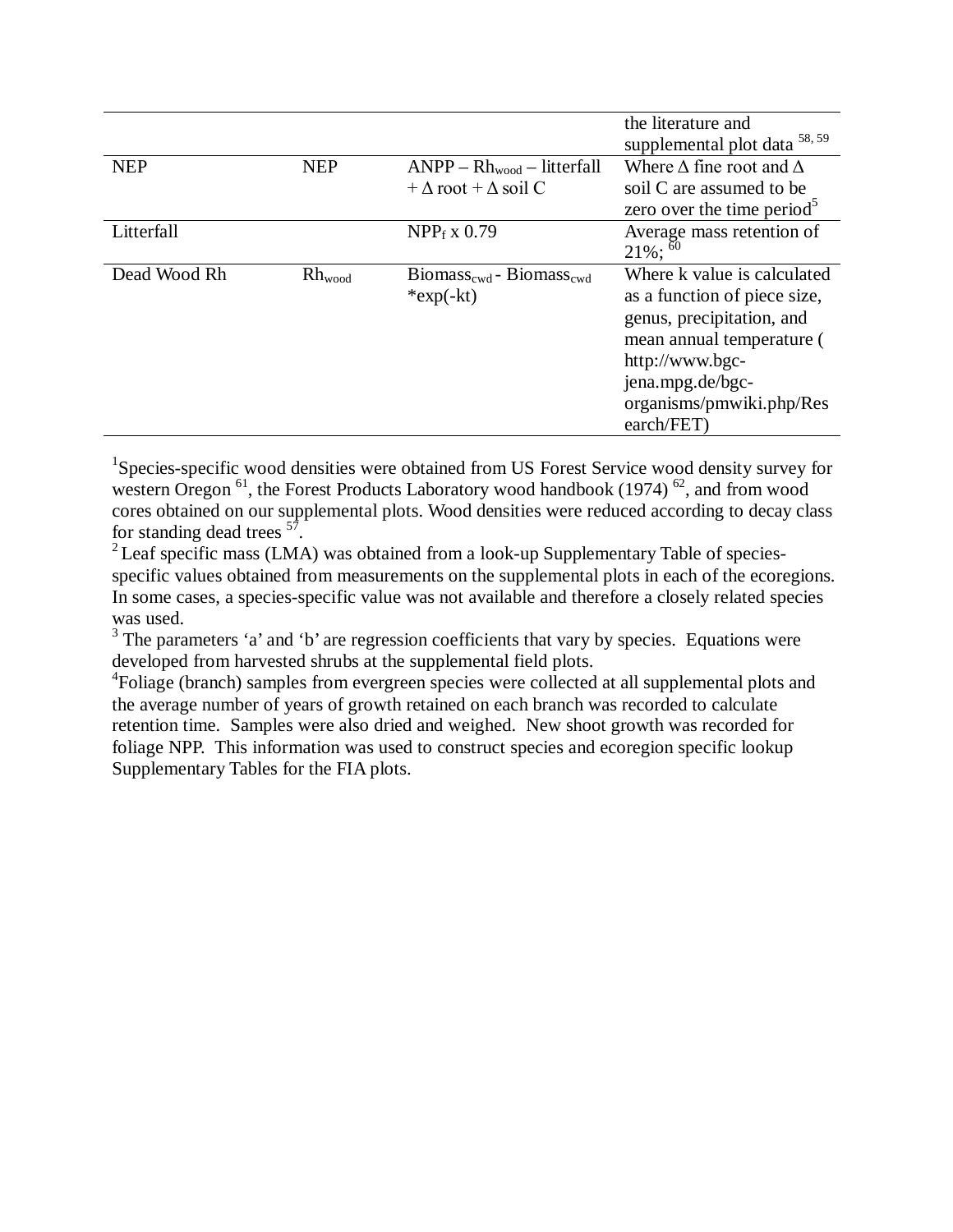| | | | |
|---|---|---|---|
| | | | the literature and supplemental plot data [58, 59] |
| NEP | NEP | ANPP – $Rh_{wood}$ – litterfall + Δ root + Δ soil C | Where Δ fine root and Δ soil C are assumed to be zero over the time period[5] |
| Litterfall | | $NPP_f$ x 0.79 | Average mass retention of 21%; [60] |
| Dead Wood Rh | $Rh_{wood}$ | $Biomass_{cwd}$ - $Biomass_{cwd}$ *exp(-kt) | Where k value is calculated as a function of piece size, genus, precipitation, and mean annual temperature ( http://www.bgc-jena.mpg.de/bgc-organisms/pmwiki.php/Research/FET) |

[1]Species-specific wood densities were obtained from US Forest Service wood density survey for western Oregon [61], the Forest Products Laboratory wood handbook (1974) [62], and from wood cores obtained on our supplemental plots. Wood densities were reduced according to decay class for standing dead trees [57].

[2] Leaf specific mass (LMA) was obtained from a look-up Supplementary Table of species-specific values obtained from measurements on the supplemental plots in each of the ecoregions. In some cases, a species-specific value was not available and therefore a closely related species was used.

[3] The parameters 'a' and 'b' are regression coefficients that vary by species. Equations were developed from harvested shrubs at the supplemental field plots.

[4]Foliage (branch) samples from evergreen species were collected at all supplemental plots and the average number of years of growth retained on each branch was recorded to calculate retention time. Samples were also dried and weighed. New shoot growth was recorded for foliage NPP. This information was used to construct species and ecoregion specific lookup Supplementary Tables for the FIA plots.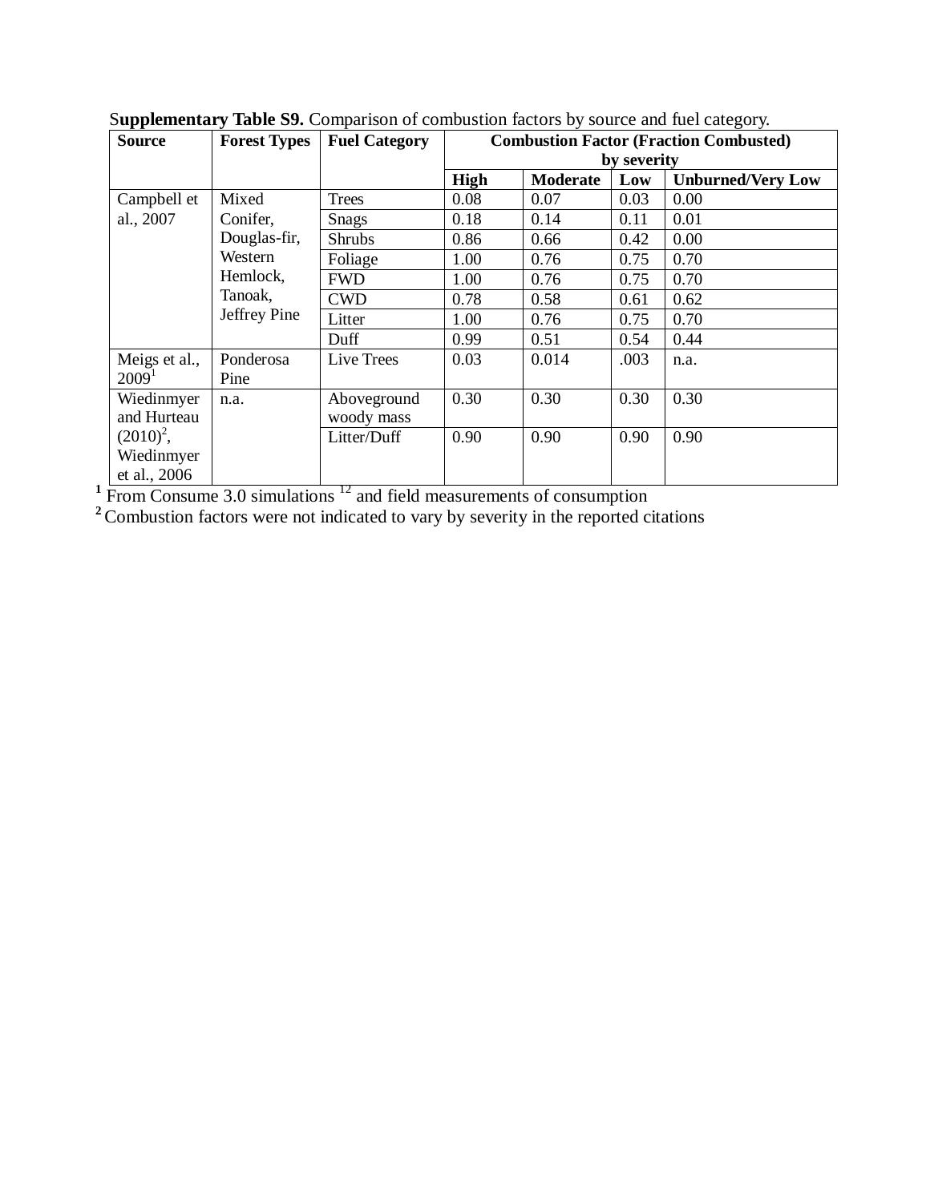**Supplementary Table S9.** Comparison of combustion factors by source and fuel category.

| Source | Forest Types | Fuel Category | Combustion Factor (Fraction Combusted) by severity | | | |
|---|---|---|---|---|---|---|
| | | | **High** | **Moderate** | **Low** | **Unburned/Very Low** |
| Campbell et al., 2007 | Mixed Conifer, Douglas-fir, Western Hemlock, Tanoak, Jeffrey Pine | Trees | 0.08 | 0.07 | 0.03 | 0.00 |
| | | Snags | 0.18 | 0.14 | 0.11 | 0.01 |
| | | Shrubs | 0.86 | 0.66 | 0.42 | 0.00 |
| | | Foliage | 1.00 | 0.76 | 0.75 | 0.70 |
| | | FWD | 1.00 | 0.76 | 0.75 | 0.70 |
| | | CWD | 0.78 | 0.58 | 0.61 | 0.62 |
| | | Litter | 1.00 | 0.76 | 0.75 | 0.70 |
| | | Duff | 0.99 | 0.51 | 0.54 | 0.44 |
| Meigs et al., 2009[1] | Ponderosa Pine | Live Trees | 0.03 | 0.014 | .003 | n.a. |
| Wiedinmyer and Hurteau (2010)[2], Wiedinmyer et al., 2006 | n.a. | Aboveground woody mass | 0.30 | 0.30 | 0.30 | 0.30 |
| | | Litter/Duff | 0.90 | 0.90 | 0.90 | 0.90 |

[1] From Consume 3.0 simulations [12] and field measurements of consumption

[2] Combustion factors were not indicated to vary by severity in the reported citations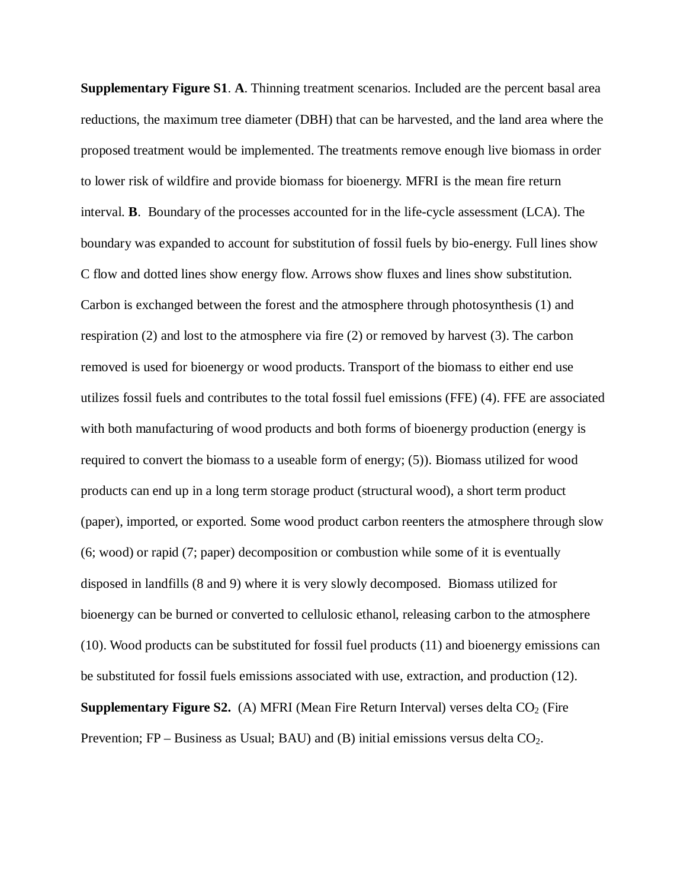**Supplementary Figure S1**. **A**. Thinning treatment scenarios. Included are the percent basal area reductions, the maximum tree diameter (DBH) that can be harvested, and the land area where the proposed treatment would be implemented. The treatments remove enough live biomass in order to lower risk of wildfire and provide biomass for bioenergy. MFRI is the mean fire return interval. **B**. Boundary of the processes accounted for in the life-cycle assessment (LCA). The boundary was expanded to account for substitution of fossil fuels by bio-energy. Full lines show C flow and dotted lines show energy flow. Arrows show fluxes and lines show substitution. Carbon is exchanged between the forest and the atmosphere through photosynthesis (1) and respiration (2) and lost to the atmosphere via fire (2) or removed by harvest (3). The carbon removed is used for bioenergy or wood products. Transport of the biomass to either end use utilizes fossil fuels and contributes to the total fossil fuel emissions (FFE) (4). FFE are associated with both manufacturing of wood products and both forms of bioenergy production (energy is required to convert the biomass to a useable form of energy; (5)). Biomass utilized for wood products can end up in a long term storage product (structural wood), a short term product (paper), imported, or exported. Some wood product carbon reenters the atmosphere through slow (6; wood) or rapid (7; paper) decomposition or combustion while some of it is eventually disposed in landfills (8 and 9) where it is very slowly decomposed. Biomass utilized for bioenergy can be burned or converted to cellulosic ethanol, releasing carbon to the atmosphere (10). Wood products can be substituted for fossil fuel products (11) and bioenergy emissions can be substituted for fossil fuels emissions associated with use, extraction, and production (12).

**Supplementary Figure S2.** (A) MFRI (Mean Fire Return Interval) verses delta $CO_2$ (Fire Prevention; FP – Business as Usual; BAU) and (B) initial emissions versus delta $CO_2$.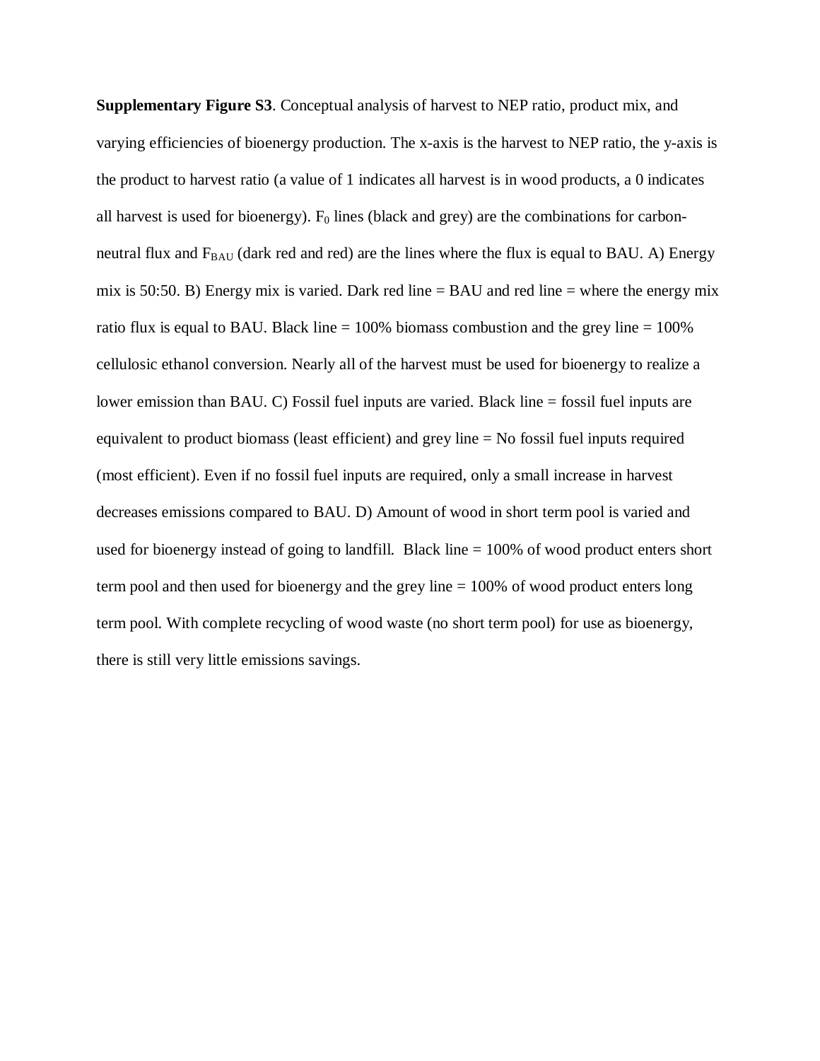**Supplementary Figure S3**. Conceptual analysis of harvest to NEP ratio, product mix, and varying efficiencies of bioenergy production. The x-axis is the harvest to NEP ratio, the y-axis is the product to harvest ratio (a value of 1 indicates all harvest is in wood products, a 0 indicates all harvest is used for bioenergy). $F_0$ lines (black and grey) are the combinations for carbon-neutral flux and $F_{BAU}$ (dark red and red) are the lines where the flux is equal to BAU. A) Energy mix is 50:50. B) Energy mix is varied. Dark red line = BAU and red line = where the energy mix ratio flux is equal to BAU. Black line = 100% biomass combustion and the grey line = 100% cellulosic ethanol conversion. Nearly all of the harvest must be used for bioenergy to realize a lower emission than BAU. C) Fossil fuel inputs are varied. Black line = fossil fuel inputs are equivalent to product biomass (least efficient) and grey line = No fossil fuel inputs required (most efficient). Even if no fossil fuel inputs are required, only a small increase in harvest decreases emissions compared to BAU. D) Amount of wood in short term pool is varied and used for bioenergy instead of going to landfill. Black line = 100% of wood product enters short term pool and then used for bioenergy and the grey line = 100% of wood product enters long term pool. With complete recycling of wood waste (no short term pool) for use as bioenergy, there is still very little emissions savings.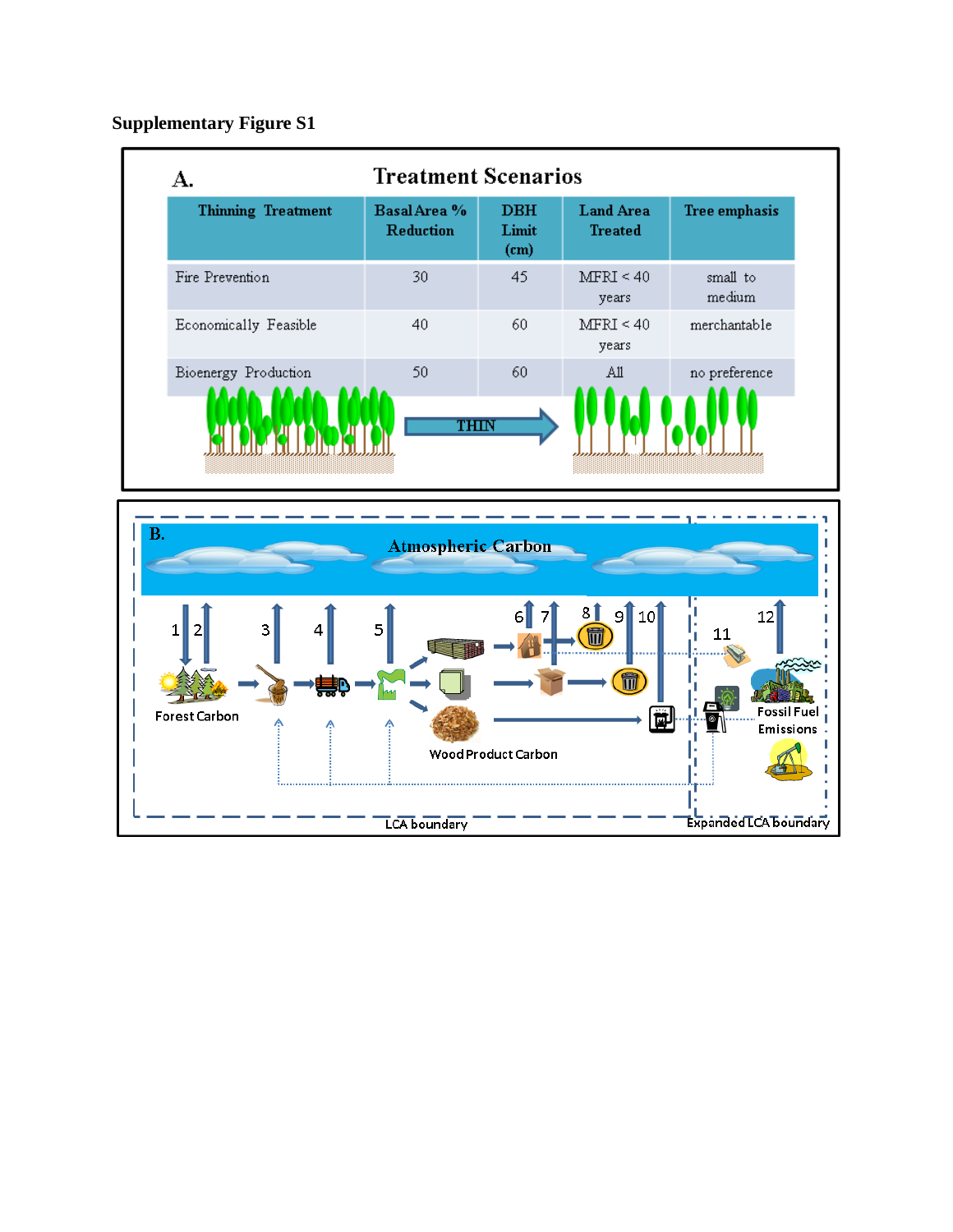## Supplementary Figure S1

**A.** **Treatment Scenarios**

| Thinning Treatment | Basal Area % Reduction | DBH Limit (cm) | Land Area Treated | Tree emphasis |
|---|---|---|---|---|
| Fire Prevention | 30 | 45 | MFRI < 40 years | small to medium |
| Economically Feasible | 40 | 60 | MFRI < 40 years | merchantable |
| Bioenergy Production | 50 | 60 | All | no preference |

THIN

**B.**

Atmospheric Carbon

1 2 3 4 5 6 7 8 9 10 11 12

Forest Carbon

Wood Product Carbon

Fossil Fuel Emissions

LCA boundary

Expanded LCA boundary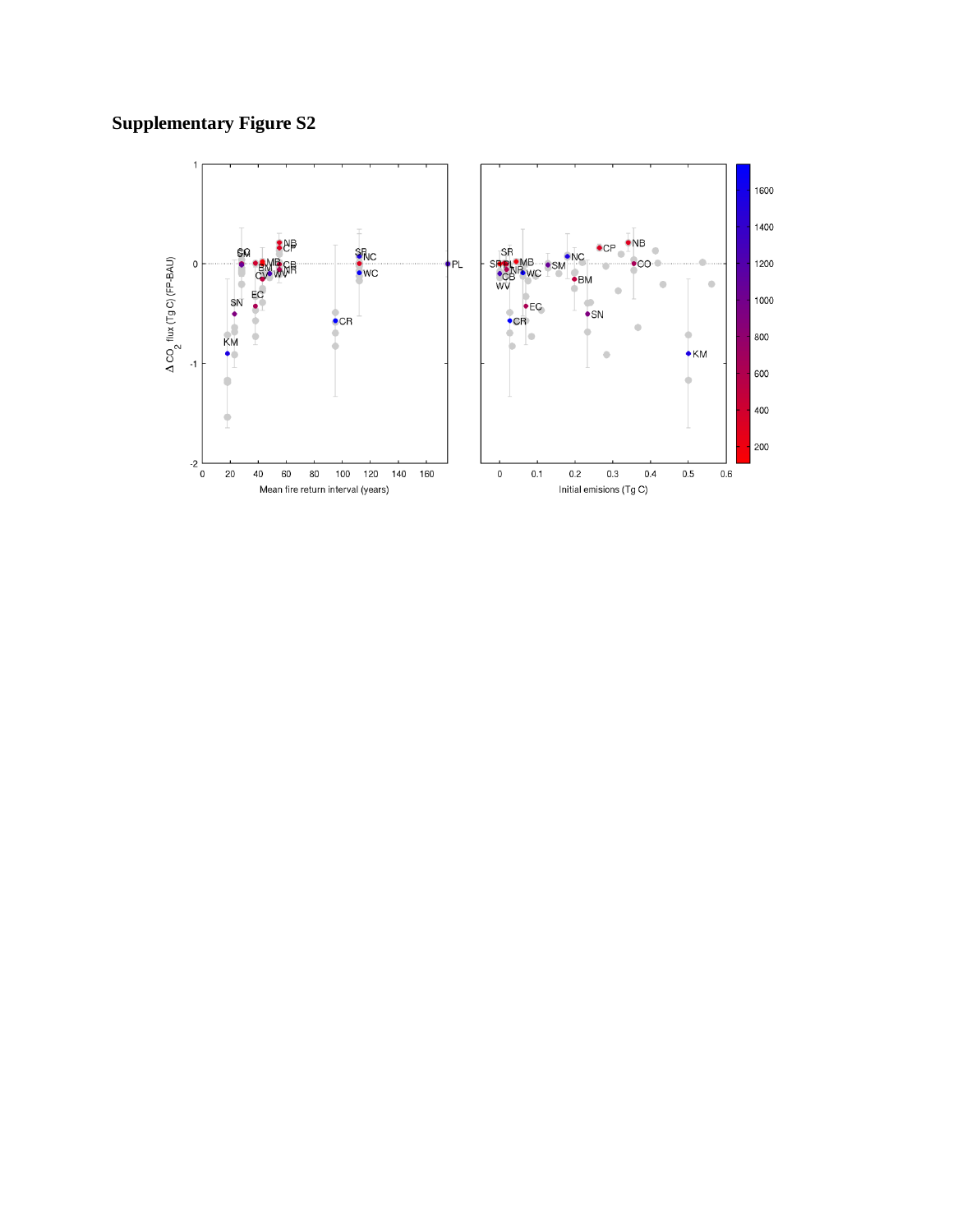## Supplementary Figure S2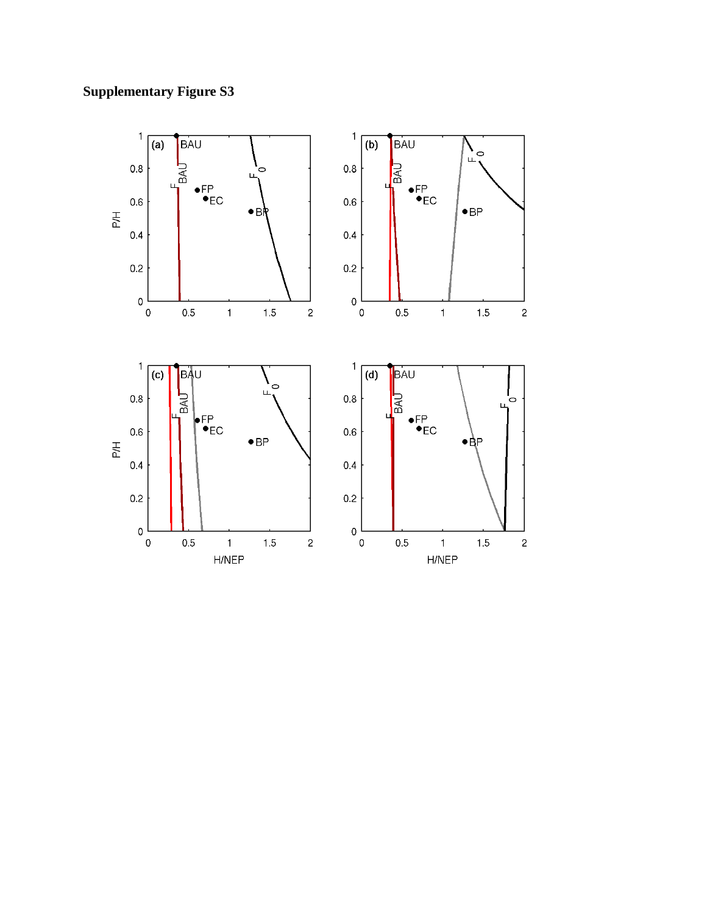**Supplementary Figure S3**

(a)
BAU
$F_{BAU}$
FP
EC
BP
$F_0$
P/H
1
0.8
0.6
0.4
0.2
0
0
0.5
1
1.5
2

(b)
BAU
$F_{BAU}$
FP
EC
BP
$F_0$
1
0.8
0.6
0.4
0.2
0
0
0.5
1
1.5
2

(c)
BAU
$F_{BAU}$
FP
EC
BP
$F_0$
P/H
H/NEP
1
0.8
0.6
0.4
0.2
0
0
0.5
1
1.5
2

(d)
BAU
$F_{BAU}$
FP
EC
BP
$F_0$
H/NEP
1
0.8
0.6
0.4
0.2
0
0
0.5
1
1.5
2